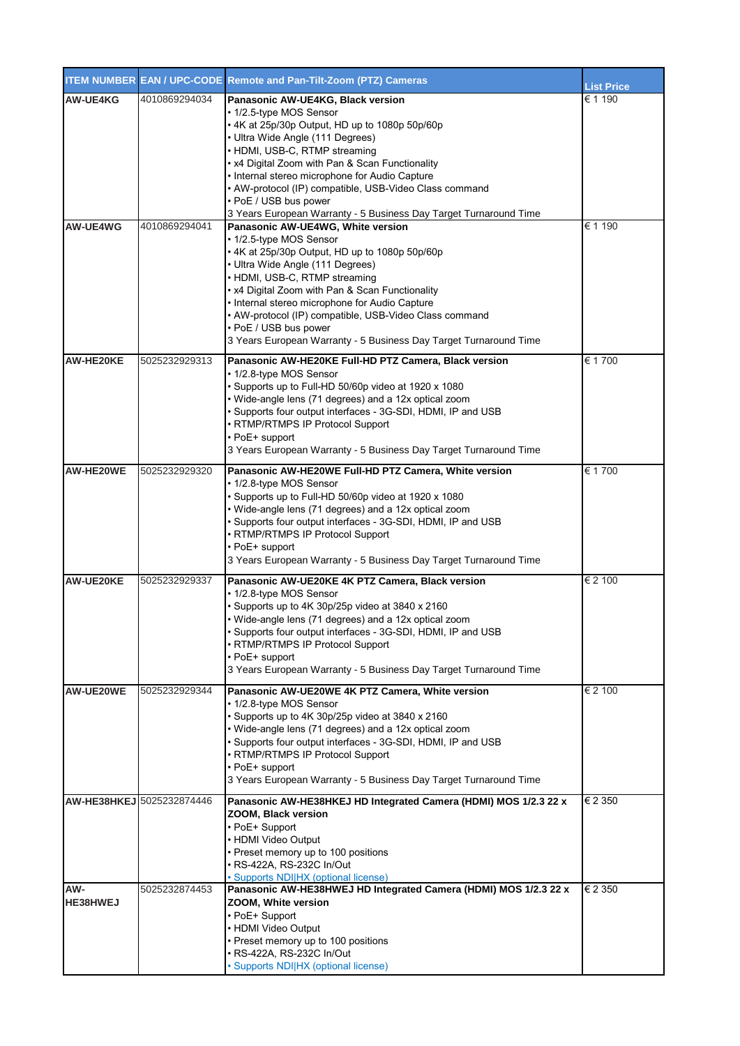| ITEM NUMBER | EAN / UPC-CODE | Remote and Pan-Tilt-Zoom (PTZ) Cameras | List Price |
|---|---|---|---|
| AW-UE4KG | 4010869294034 | **Panasonic AW-UE4KG, Black version**<br>• 1/2.5-type MOS Sensor<br>• 4K at 25p/30p Output, HD up to 1080p 50p/60p<br>• Ultra Wide Angle (111 Degrees)<br>• HDMI, USB-C, RTMP streaming<br>• x4 Digital Zoom with Pan & Scan Functionality<br>• Internal stereo microphone for Audio Capture<br>• AW-protocol (IP) compatible, USB-Video Class command<br>• PoE / USB bus power<br>3 Years European Warranty - 5 Business Day Target Turnaround Time | € 1 190 |
| AW-UE4WG | 4010869294041 | **Panasonic AW-UE4WG, White version**<br>• 1/2.5-type MOS Sensor<br>• 4K at 25p/30p Output, HD up to 1080p 50p/60p<br>• Ultra Wide Angle (111 Degrees)<br>• HDMI, USB-C, RTMP streaming<br>• x4 Digital Zoom with Pan & Scan Functionality<br>• Internal stereo microphone for Audio Capture<br>• AW-protocol (IP) compatible, USB-Video Class command<br>• PoE / USB bus power<br>3 Years European Warranty - 5 Business Day Target Turnaround Time | € 1 190 |
| AW-HE20KE | 5025232929313 | **Panasonic AW-HE20KE Full-HD PTZ Camera, Black version**<br>• 1/2.8-type MOS Sensor<br>• Supports up to Full-HD 50/60p video at 1920 x 1080<br>• Wide-angle lens (71 degrees) and a 12x optical zoom<br>• Supports four output interfaces - 3G-SDI, HDMI, IP and USB<br>• RTMP/RTMPS IP Protocol Support<br>• PoE+ support<br>3 Years European Warranty - 5 Business Day Target Turnaround Time | € 1 700 |
| AW-HE20WE | 5025232929320 | **Panasonic AW-HE20WE Full-HD PTZ Camera, White version**<br>• 1/2.8-type MOS Sensor<br>• Supports up to Full-HD 50/60p video at 1920 x 1080<br>• Wide-angle lens (71 degrees) and a 12x optical zoom<br>• Supports four output interfaces - 3G-SDI, HDMI, IP and USB<br>• RTMP/RTMPS IP Protocol Support<br>• PoE+ support<br>3 Years European Warranty - 5 Business Day Target Turnaround Time | € 1 700 |
| AW-UE20KE | 5025232929337 | **Panasonic AW-UE20KE 4K PTZ Camera, Black version**<br>• 1/2.8-type MOS Sensor<br>• Supports up to 4K 30p/25p video at 3840 x 2160<br>• Wide-angle lens (71 degrees) and a 12x optical zoom<br>• Supports four output interfaces - 3G-SDI, HDMI, IP and USB<br>• RTMP/RTMPS IP Protocol Support<br>• PoE+ support<br>3 Years European Warranty - 5 Business Day Target Turnaround Time | € 2 100 |
| AW-UE20WE | 5025232929344 | **Panasonic AW-UE20WE 4K PTZ Camera, White version**<br>• 1/2.8-type MOS Sensor<br>• Supports up to 4K 30p/25p video at 3840 x 2160<br>• Wide-angle lens (71 degrees) and a 12x optical zoom<br>• Supports four output interfaces - 3G-SDI, HDMI, IP and USB<br>• RTMP/RTMPS IP Protocol Support<br>• PoE+ support<br>3 Years European Warranty - 5 Business Day Target Turnaround Time | € 2 100 |
| AW-HE38HKEJ | 5025232874446 | **Panasonic AW-HE38HKEJ HD Integrated Camera (HDMI) MOS 1/2.3 22 x ZOOM, Black version**<br>• PoE+ Support<br>• HDMI Video Output<br>• Preset memory up to 100 positions<br>• RS-422A, RS-232C In/Out<br>• Supports NDI\|HX (optional license) | € 2 350 |
| AW-HE38HWEJ | 5025232874453 | **Panasonic AW-HE38HWEJ HD Integrated Camera (HDMI) MOS 1/2.3 22 x ZOOM, White version**<br>• PoE+ Support<br>• HDMI Video Output<br>• Preset memory up to 100 positions<br>• RS-422A, RS-232C In/Out<br>• Supports NDI\|HX (optional license) | € 2 350 |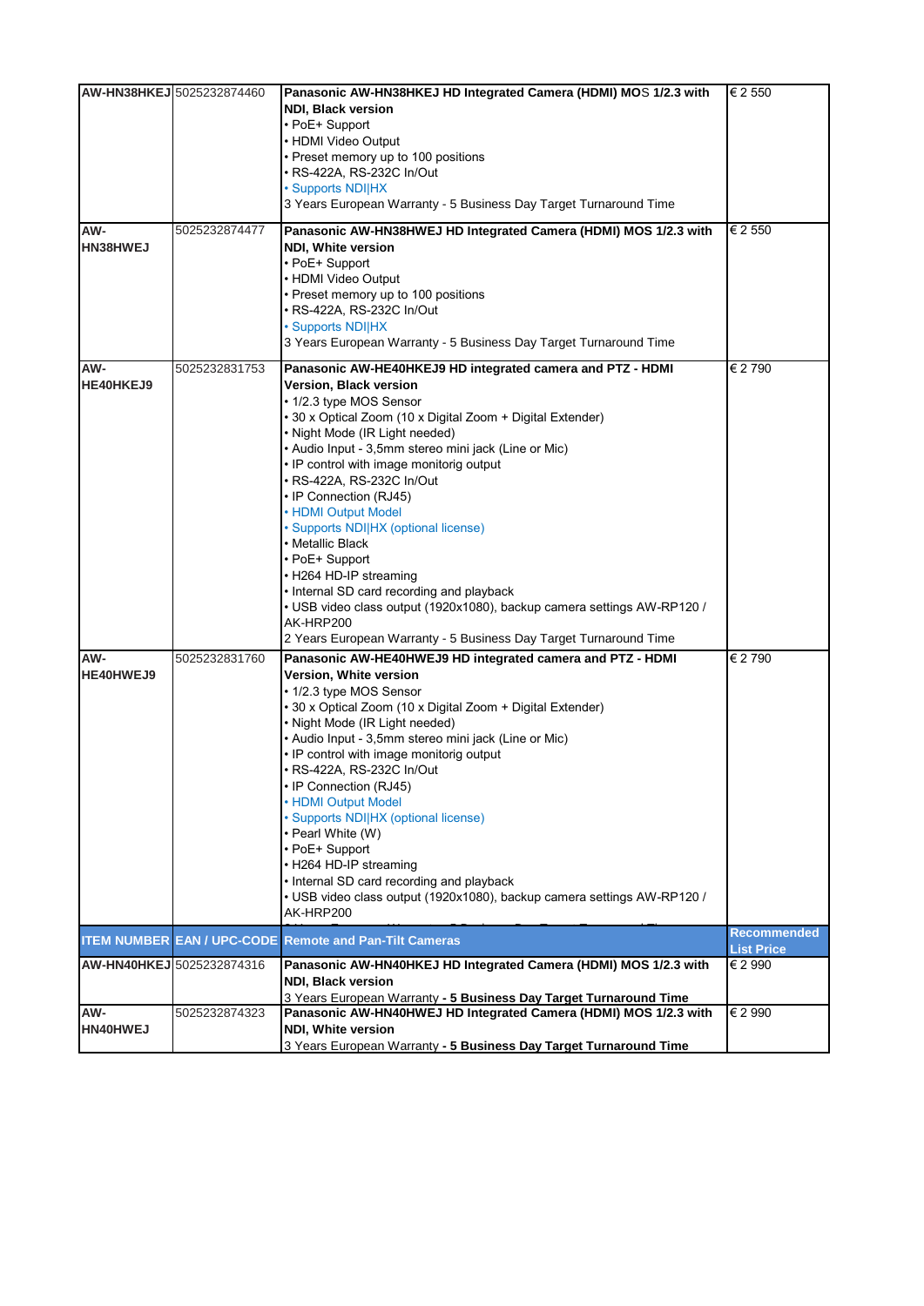| | | | |
|---|---|---|---|
| AW-HN38HKEJ | 5025232874460 | **Panasonic AW-HN38HKEJ HD Integrated Camera (HDMI) MOS 1/2.3 with NDI, Black version**<br>• PoE+ Support<br>• HDMI Video Output<br>• Preset memory up to 100 positions<br>• RS-422A, RS-232C In/Out<br>• Supports NDI\|HX<br>3 Years European Warranty - 5 Business Day Target Turnaround Time | € 2 550 |
| AW-HN38HWEJ | 5025232874477 | **Panasonic AW-HN38HWEJ HD Integrated Camera (HDMI) MOS 1/2.3 with NDI, White version**<br>• PoE+ Support<br>• HDMI Video Output<br>• Preset memory up to 100 positions<br>• RS-422A, RS-232C In/Out<br>• Supports NDI\|HX<br>3 Years European Warranty - 5 Business Day Target Turnaround Time | € 2 550 |
| AW-HE40HKEJ9 | 5025232831753 | **Panasonic AW-HE40HKEJ9 HD integrated camera and PTZ - HDMI Version, Black version**<br>• 1/2.3 type MOS Sensor<br>• 30 x Optical Zoom (10 x Digital Zoom + Digital Extender)<br>• Night Mode (IR Light needed)<br>• Audio Input - 3,5mm stereo mini jack (Line or Mic)<br>• IP control with image monitorig output<br>• RS-422A, RS-232C In/Out<br>• IP Connection (RJ45)<br>• HDMI Output Model<br>• Supports NDI\|HX (optional license)<br>• Metallic Black<br>• PoE+ Support<br>• H264 HD-IP streaming<br>• Internal SD card recording and playback<br>• USB video class output (1920x1080), backup camera settings AW-RP120 / AK-HRP200<br>2 Years European Warranty - 5 Business Day Target Turnaround Time | € 2 790 |
| AW-HE40HWEJ9 | 5025232831760 | **Panasonic AW-HE40HWEJ9 HD integrated camera and PTZ - HDMI Version, White version**<br>• 1/2.3 type MOS Sensor<br>• 30 x Optical Zoom (10 x Digital Zoom + Digital Extender)<br>• Night Mode (IR Light needed)<br>• Audio Input - 3,5mm stereo mini jack (Line or Mic)<br>• IP control with image monitorig output<br>• RS-422A, RS-232C In/Out<br>• IP Connection (RJ45)<br>• HDMI Output Model<br>• Supports NDI\|HX (optional license)<br>• Pearl White (W)<br>• PoE+ Support<br>• H264 HD-IP streaming<br>• Internal SD card recording and playback<br>• USB video class output (1920x1080), backup camera settings AW-RP120 / AK-HRP200 | € 2 790 |
| **ITEM NUMBER** | **EAN / UPC-CODE** | **Remote and Pan-Tilt Cameras** | **Recommended List Price** |
| AW-HN40HKEJ | 5025232874316 | **Panasonic AW-HN40HKEJ HD Integrated Camera (HDMI) MOS 1/2.3 with NDI, Black version**<br>3 Years European Warranty **- 5 Business Day Target Turnaround Time** | € 2 990 |
| AW-HN40HWEJ | 5025232874323 | **Panasonic AW-HN40HWEJ HD Integrated Camera (HDMI) MOS 1/2.3 with NDI, White version**<br>3 Years European Warranty **- 5 Business Day Target Turnaround Time** | € 2 990 |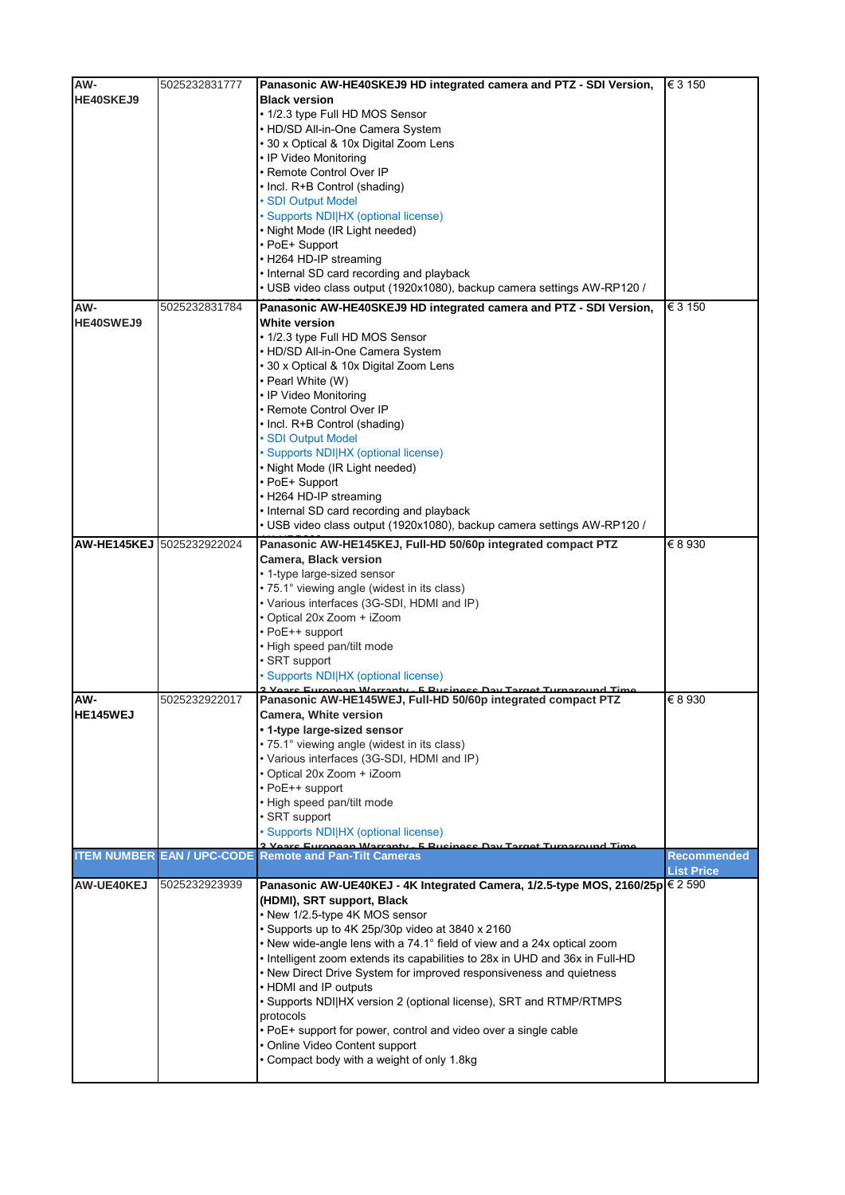| | | | |
|---|---|---|---|
| AW-HE40SKEJ9 | 5025232831777 | **Panasonic AW-HE40SKEJ9 HD integrated camera and PTZ - SDI Version, Black version**<br>• 1/2.3 type Full HD MOS Sensor<br>• HD/SD All-in-One Camera System<br>• 30 x Optical & 10x Digital Zoom Lens<br>• IP Video Monitoring<br>• Remote Control Over IP<br>• Incl. R+B Control (shading)<br>• SDI Output Model<br>• Supports NDI\|HX (optional license)<br>• Night Mode (IR Light needed)<br>• PoE+ Support<br>• H264 HD-IP streaming<br>• Internal SD card recording and playback<br>• USB video class output (1920x1080), backup camera settings AW-RP120 / | € 3 150 |
| AW-HE40SWEJ9 | 5025232831784 | **Panasonic AW-HE40SKEJ9 HD integrated camera and PTZ - SDI Version, White version**<br>• 1/2.3 type Full HD MOS Sensor<br>• HD/SD All-in-One Camera System<br>• 30 x Optical & 10x Digital Zoom Lens<br>• Pearl White (W)<br>• IP Video Monitoring<br>• Remote Control Over IP<br>• Incl. R+B Control (shading)<br>• SDI Output Model<br>• Supports NDI\|HX (optional license)<br>• Night Mode (IR Light needed)<br>• PoE+ Support<br>• H264 HD-IP streaming<br>• Internal SD card recording and playback<br>• USB video class output (1920x1080), backup camera settings AW-RP120 / | € 3 150 |
| AW-HE145KEJ | 5025232922024 | **Panasonic AW-HE145KEJ, Full-HD 50/60p integrated compact PTZ Camera, Black version**<br>• 1-type large-sized sensor<br>• 75.1° viewing angle (widest in its class)<br>• Various interfaces (3G-SDI, HDMI and IP)<br>• Optical 20x Zoom + iZoom<br>• PoE++ support<br>• High speed pan/tilt mode<br>• SRT support<br>• Supports NDI\|HX (optional license)<br>**3 Years European Warranty - 5 Business Day Target Turnaround Time** | € 8 930 |
| AW-HE145WEJ | 5025232922017 | **Panasonic AW-HE145WEJ, Full-HD 50/60p integrated compact PTZ Camera, White version**<br>**• 1-type large-sized sensor**<br>• 75.1° viewing angle (widest in its class)<br>• Various interfaces (3G-SDI, HDMI and IP)<br>• Optical 20x Zoom + iZoom<br>• PoE++ support<br>• High speed pan/tilt mode<br>• SRT support<br>• Supports NDI\|HX (optional license)<br>**3 Years European Warranty - 5 Business Day Target Turnaround Time** | € 8 930 |
| **ITEM NUMBER** | **EAN / UPC-CODE** | **Remote and Pan-Tilt Cameras** | **Recommended List Price** |
| AW-UE40KEJ | 5025232923939 | **Panasonic AW-UE40KEJ - 4K Integrated Camera, 1/2.5-type MOS, 2160/25p (HDMI), SRT support, Black**<br>• New 1/2.5-type 4K MOS sensor<br>• Supports up to 4K 25p/30p video at 3840 x 2160<br>• New wide-angle lens with a 74.1° field of view and a 24x optical zoom<br>• Intelligent zoom extends its capabilities to 28x in UHD and 36x in Full-HD<br>• New Direct Drive System for improved responsiveness and quietness<br>• HDMI and IP outputs<br>• Supports NDI\|HX version 2 (optional license), SRT and RTMP/RTMPS protocols<br>• PoE+ support for power, control and video over a single cable<br>• Online Video Content support<br>• Compact body with a weight of only 1.8kg | € 2 590 |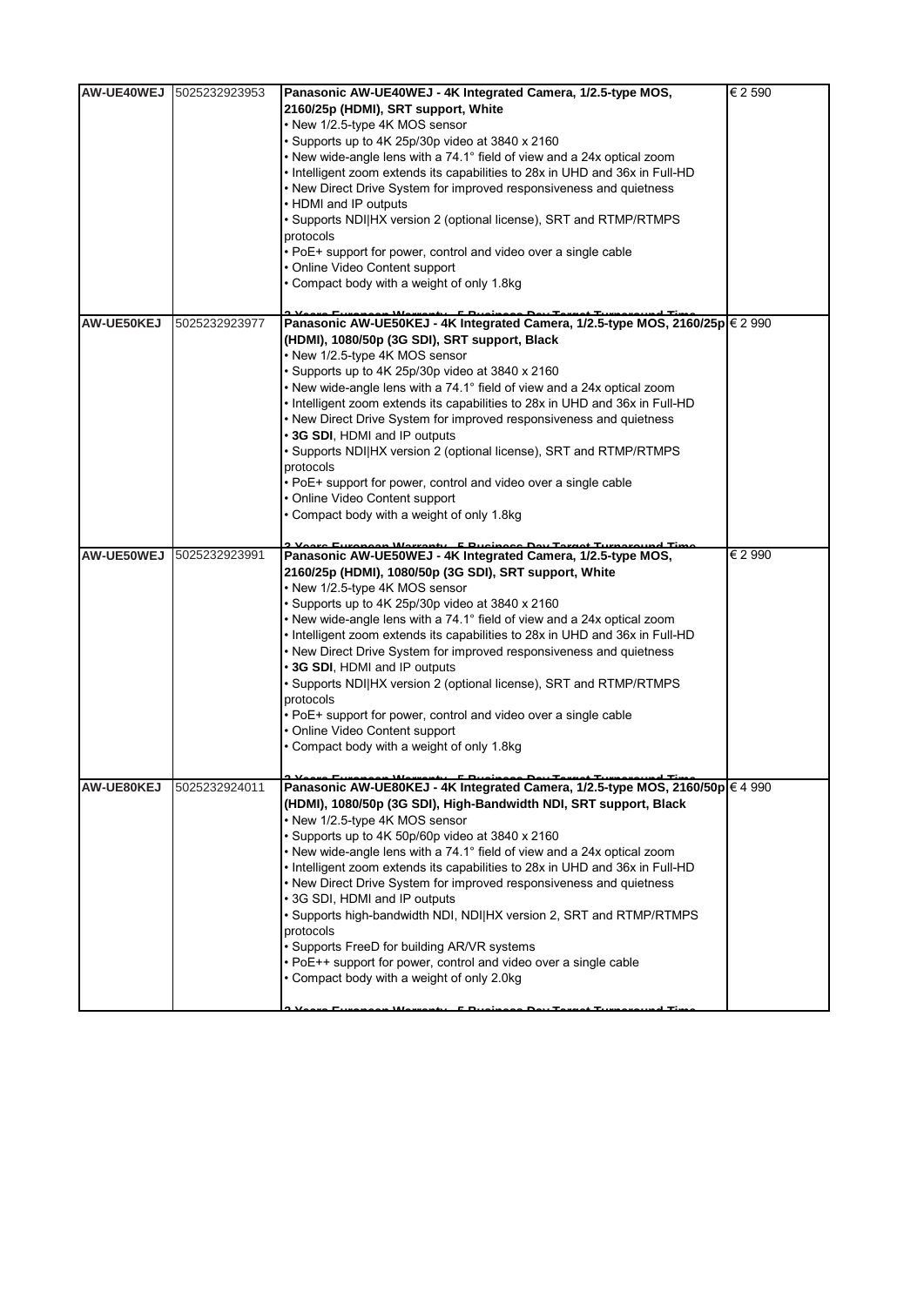| AW-UE40WEJ | 5025232923953 | **Panasonic AW-UE40WEJ - 4K Integrated Camera, 1/2.5-type MOS, 2160/25p (HDMI), SRT support, White**<br>• New 1/2.5-type 4K MOS sensor<br>• Supports up to 4K 25p/30p video at 3840 x 2160<br>• New wide-angle lens with a 74.1° field of view and a 24x optical zoom<br>• Intelligent zoom extends its capabilities to 28x in UHD and 36x in Full-HD<br>• New Direct Drive System for improved responsiveness and quietness<br>• HDMI and IP outputs<br>• Supports NDI\|HX version 2 (optional license), SRT and RTMP/RTMPS protocols<br>• PoE+ support for power, control and video over a single cable<br>• Online Video Content support<br>• Compact body with a weight of only 1.8kg<br><br>**3 Years European Warranty - 5 Business Day Target Turnaround Time** | € 2 590 |
|---|---|---|---|
| AW-UE50KEJ | 5025232923977 | **Panasonic AW-UE50KEJ - 4K Integrated Camera, 1/2.5-type MOS, 2160/25p (HDMI), 1080/50p (3G SDI), SRT support, Black**<br>• New 1/2.5-type 4K MOS sensor<br>• Supports up to 4K 25p/30p video at 3840 x 2160<br>• New wide-angle lens with a 74.1° field of view and a 24x optical zoom<br>• Intelligent zoom extends its capabilities to 28x in UHD and 36x in Full-HD<br>• New Direct Drive System for improved responsiveness and quietness<br>• **3G SDI**, HDMI and IP outputs<br>• Supports NDI\|HX version 2 (optional license), SRT and RTMP/RTMPS protocols<br>• PoE+ support for power, control and video over a single cable<br>• Online Video Content support<br>• Compact body with a weight of only 1.8kg<br><br>**3 Years European Warranty - 5 Business Day Target Turnaround Time** | € 2 990 |
| AW-UE50WEJ | 5025232923991 | **Panasonic AW-UE50WEJ - 4K Integrated Camera, 1/2.5-type MOS, 2160/25p (HDMI), 1080/50p (3G SDI), SRT support, White**<br>• New 1/2.5-type 4K MOS sensor<br>• Supports up to 4K 25p/30p video at 3840 x 2160<br>• New wide-angle lens with a 74.1° field of view and a 24x optical zoom<br>• Intelligent zoom extends its capabilities to 28x in UHD and 36x in Full-HD<br>• New Direct Drive System for improved responsiveness and quietness<br>• **3G SDI**, HDMI and IP outputs<br>• Supports NDI\|HX version 2 (optional license), SRT and RTMP/RTMPS protocols<br>• PoE+ support for power, control and video over a single cable<br>• Online Video Content support<br>• Compact body with a weight of only 1.8kg<br><br>**3 Years European Warranty - 5 Business Day Target Turnaround Time** | € 2 990 |
| AW-UE80KEJ | 5025232924011 | **Panasonic AW-UE80KEJ - 4K Integrated Camera, 1/2.5-type MOS, 2160/50p (HDMI), 1080/50p (3G SDI), High-Bandwidth NDI, SRT support, Black**<br>• New 1/2.5-type 4K MOS sensor<br>• Supports up to 4K 50p/60p video at 3840 x 2160<br>• New wide-angle lens with a 74.1° field of view and a 24x optical zoom<br>• Intelligent zoom extends its capabilities to 28x in UHD and 36x in Full-HD<br>• New Direct Drive System for improved responsiveness and quietness<br>• 3G SDI, HDMI and IP outputs<br>• Supports high-bandwidth NDI, NDI\|HX version 2, SRT and RTMP/RTMPS protocols<br>• Supports FreeD for building AR/VR systems<br>• PoE++ support for power, control and video over a single cable<br>• Compact body with a weight of only 2.0kg<br><br>**3 Years European Warranty - 5 Business Day Target Turnaround Time** | € 4 990 |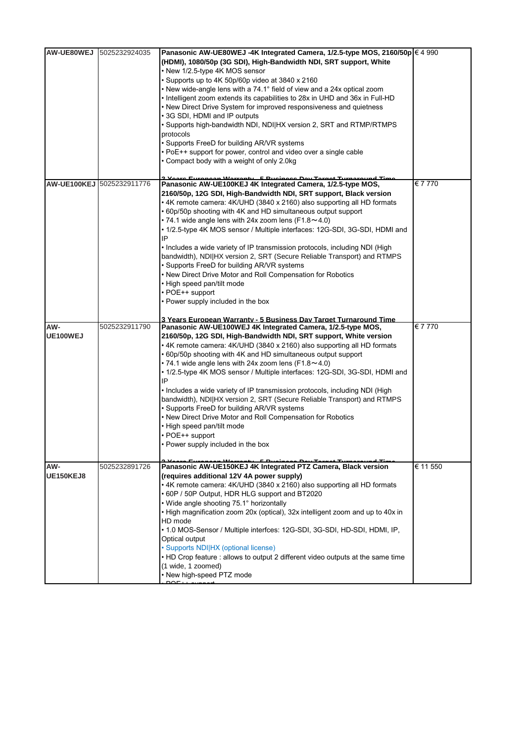| | | | |
|---|---|---|---|
| AW-UE80WEJ | 5025232924035 | **Panasonic AW-UE80WEJ -4K Integrated Camera, 1/2.5-type MOS, 2160/50p (HDMI), 1080/50p (3G SDI), High-Bandwidth NDI, SRT support, White**<br>• New 1/2.5-type 4K MOS sensor<br>• Supports up to 4K 50p/60p video at 3840 x 2160<br>• New wide-angle lens with a 74.1° field of view and a 24x optical zoom<br>• Intelligent zoom extends its capabilities to 28x in UHD and 36x in Full-HD<br>• New Direct Drive System for improved responsiveness and quietness<br>• 3G SDI, HDMI and IP outputs<br>• Supports high-bandwidth NDI, NDI\|HX version 2, SRT and RTMP/RTMPS protocols<br>• Supports FreeD for building AR/VR systems<br>• PoE++ support for power, control and video over a single cable<br>• Compact body with a weight of only 2.0kg<br><br>**3 Years European Warranty - 5 Business Day Target Turnaround Time** | € 4 990 |
| AW-UE100KEJ | 5025232911776 | **Panasonic AW-UE100KEJ 4K Integrated Camera, 1/2.5-type MOS, 2160/50p, 12G SDI, High-Bandwidth NDI, SRT support, Black version**<br>• 4K remote camera: 4K/UHD (3840 x 2160) also supporting all HD formats<br>• 60p/50p shooting with 4K and HD simultaneous output support<br>• 74.1 wide angle lens with 24x zoom lens (F1.8～4.0)<br>• 1/2.5-type 4K MOS sensor / Multiple interfaces: 12G-SDI, 3G-SDI, HDMI and IP<br>• Includes a wide variety of IP transmission protocols, including NDI (High bandwidth), NDI\|HX version 2, SRT (Secure Reliable Transport) and RTMPS<br>• Supports FreeD for building AR/VR systems<br>• New Direct Drive Motor and Roll Compensation for Robotics<br>• High speed pan/tilt mode<br>• POE++ support<br>• Power supply included in the box<br><br>**3 Years European Warranty - 5 Business Day Target Turnaround Time** | € 7 770 |
| AW-UE100WEJ | 5025232911790 | **Panasonic AW-UE100WEJ 4K Integrated Camera, 1/2.5-type MOS, 2160/50p, 12G SDI, High-Bandwidth NDI, SRT support, White version**<br>• 4K remote camera: 4K/UHD (3840 x 2160) also supporting all HD formats<br>• 60p/50p shooting with 4K and HD simultaneous output support<br>• 74.1 wide angle lens with 24x zoom lens (F1.8～4.0)<br>• 1/2.5-type 4K MOS sensor / Multiple interfaces: 12G-SDI, 3G-SDI, HDMI and IP<br>• Includes a wide variety of IP transmission protocols, including NDI (High bandwidth), NDI\|HX version 2, SRT (Secure Reliable Transport) and RTMPS<br>• Supports FreeD for building AR/VR systems<br>• New Direct Drive Motor and Roll Compensation for Robotics<br>• High speed pan/tilt mode<br>• POE++ support<br>• Power supply included in the box<br><br>**3 Years European Warranty - 5 Business Day Target Turnaround Time** | € 7 770 |
| AW-UE150KEJ8 | 5025232891726 | **Panasonic AW-UE150KEJ 4K Integrated PTZ Camera, Black version (requires additional 12V 4A power supply)**<br>• 4K remote camera: 4K/UHD (3840 x 2160) also supporting all HD formats<br>• 60P / 50P Output, HDR HLG support and BT2020<br>• Wide angle shooting 75.1° horizontally<br>• High magnification zoom 20x (optical), 32x intelligent zoom and up to 40x in HD mode<br>• 1.0 MOS-Sensor / Multiple interfces: 12G-SDI, 3G-SDI, HD-SDI, HDMI, IP, Optical output<br>• Supports NDI\|HX (optional license)<br>• HD Crop feature : allows to output 2 different video outputs at the same time (1 wide, 1 zoomed)<br>• New high-speed PTZ mode<br>• POE++ support | € 11 550 |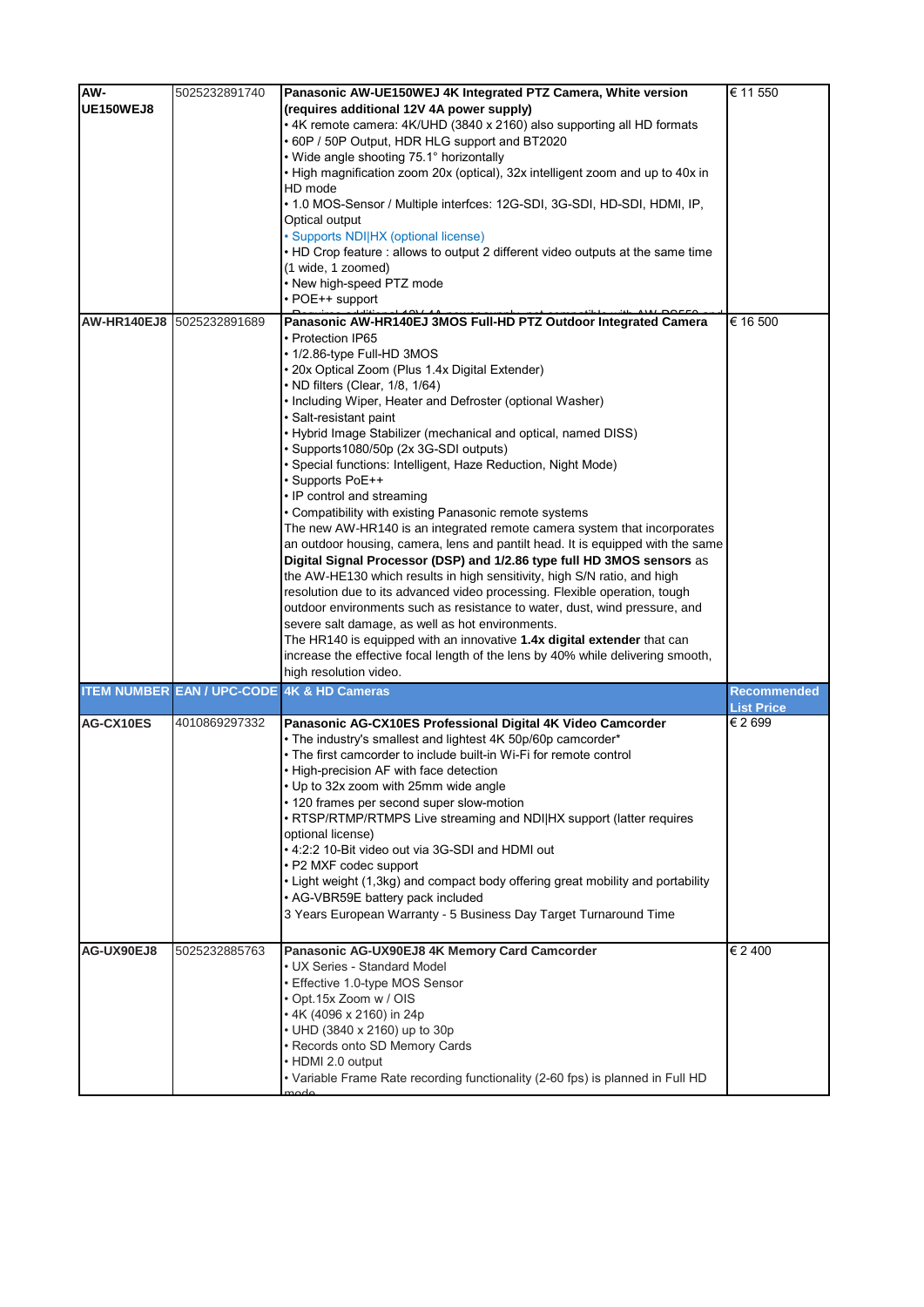| AW-UE150WEJ8 | 5025232891740 | **Panasonic AW-UE150WEJ 4K Integrated PTZ Camera, White version (requires additional 12V 4A power supply)**<br>• 4K remote camera: 4K/UHD (3840 x 2160) also supporting all HD formats<br>• 60P / 50P Output, HDR HLG support and BT2020<br>• Wide angle shooting 75.1° horizontally<br>• High magnification zoom 20x (optical), 32x intelligent zoom and up to 40x in HD mode<br>• 1.0 MOS-Sensor / Multiple interfces: 12G-SDI, 3G-SDI, HD-SDI, HDMI, IP, Optical output<br>• Supports NDI\|HX (optional license)<br>• HD Crop feature : allows to output 2 different video outputs at the same time (1 wide, 1 zoomed)<br>• New high-speed PTZ mode<br>• POE++ support | € 11 550 |
|---|---|---|---|
| AW-HR140EJ8 | 5025232891689 | **Panasonic AW-HR140EJ 3MOS Full-HD PTZ Outdoor Integrated Camera**<br>• Protection IP65<br>• 1/2.86-type Full-HD 3MOS<br>• 20x Optical Zoom (Plus 1.4x Digital Extender)<br>• ND filters (Clear, 1/8, 1/64)<br>• Including Wiper, Heater and Defroster (optional Washer)<br>• Salt-resistant paint<br>• Hybrid Image Stabilizer (mechanical and optical, named DISS)<br>• Supports1080/50p (2x 3G-SDI outputs)<br>• Special functions: Intelligent, Haze Reduction, Night Mode)<br>• Supports PoE++<br>• IP control and streaming<br>• Compatibility with existing Panasonic remote systems<br>The new AW-HR140 is an integrated remote camera system that incorporates an outdoor housing, camera, lens and pantilt head. It is equipped with the same **Digital Signal Processor (DSP) and 1/2.86 type full HD 3MOS sensors** as the AW-HE130 which results in high sensitivity, high S/N ratio, and high resolution due to its advanced video processing. Flexible operation, tough outdoor environments such as resistance to water, dust, wind pressure, and severe salt damage, as well as hot environments.<br>The HR140 is equipped with an innovative **1.4x digital extender** that can increase the effective focal length of the lens by 40% while delivering smooth, high resolution video. | € 16 500 |
| **ITEM NUMBER** | **EAN / UPC-CODE** | **4K & HD Cameras** | **Recommended List Price** |
| AG-CX10ES | 4010869297332 | **Panasonic AG-CX10ES Professional Digital 4K Video Camcorder**<br>• The industry's smallest and lightest 4K 50p/60p camcorder*<br>• The first camcorder to include built-in Wi-Fi for remote control<br>• High-precision AF with face detection<br>• Up to 32x zoom with 25mm wide angle<br>• 120 frames per second super slow-motion<br>• RTSP/RTMP/RTMPS Live streaming and NDI\|HX support (latter requires optional license)<br>• 4:2:2 10-Bit video out via 3G-SDI and HDMI out<br>• P2 MXF codec support<br>• Light weight (1,3kg) and compact body offering great mobility and portability<br>• AG-VBR59E battery pack included<br>3 Years European Warranty - 5 Business Day Target Turnaround Time | € 2 699 |
| AG-UX90EJ8 | 5025232885763 | **Panasonic AG-UX90EJ8 4K Memory Card Camcorder**<br>• UX Series - Standard Model<br>• Effective 1.0-type MOS Sensor<br>• Opt.15x Zoom w / OIS<br>• 4K (4096 x 2160) in 24p<br>• UHD (3840 x 2160) up to 30p<br>• Records onto SD Memory Cards<br>• HDMI 2.0 output<br>• Variable Frame Rate recording functionality (2-60 fps) is planned in Full HD mode | € 2 400 |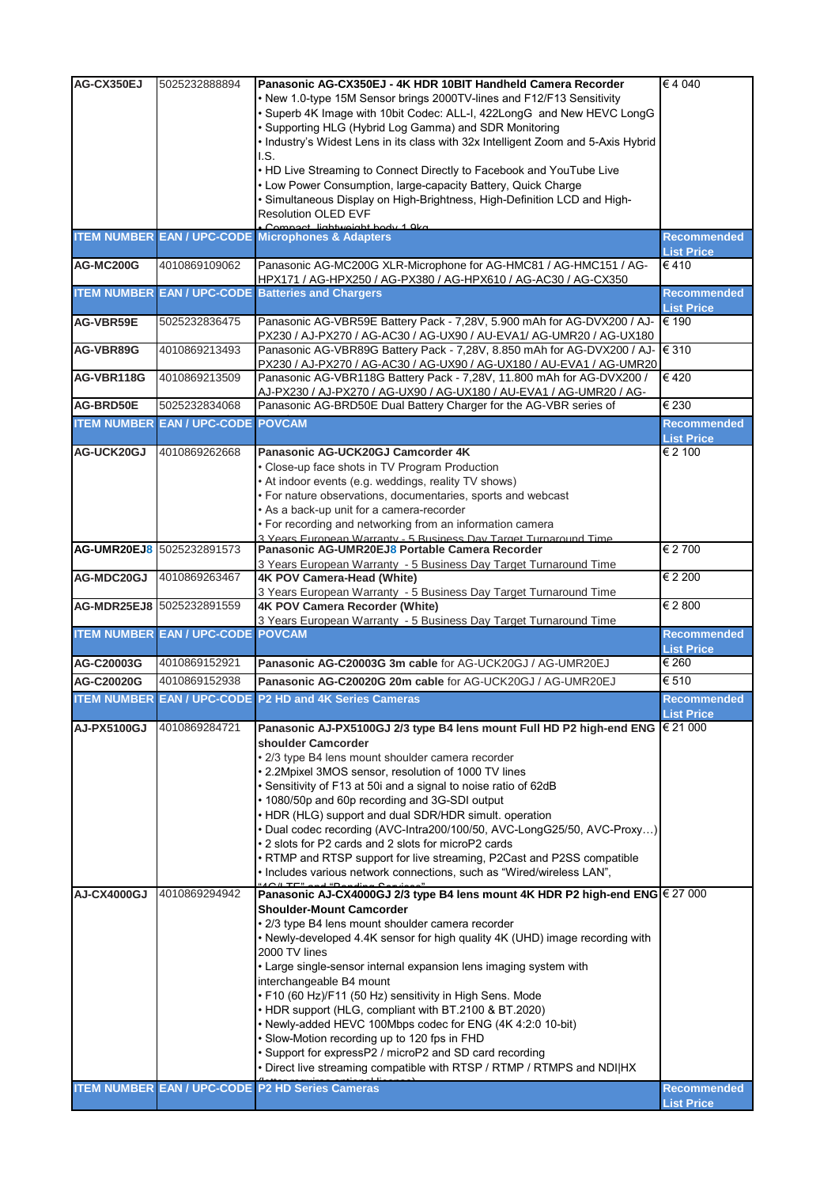| AG-CX350EJ | 5025232888894 | **Panasonic AG-CX350EJ - 4K HDR 10BIT Handheld Camera Recorder**<br>• New 1.0-type 15M Sensor brings 2000TV-lines and F12/F13 Sensitivity<br>• Superb 4K Image with 10bit Codec: ALL-I, 422LongG and New HEVC LongG<br>• Supporting HLG (Hybrid Log Gamma) and SDR Monitoring<br>• Industry's Widest Lens in its class with 32x Intelligent Zoom and 5-Axis Hybrid I.S.<br>• HD Live Streaming to Connect Directly to Facebook and YouTube Live<br>• Low Power Consumption, large-capacity Battery, Quick Charge<br>• Simultaneous Display on High-Brightness, High-Definition LCD and High-Resolution OLED EVF<br>• Compact, lightweight body 1.9kg | € 4 040 |
|---|---|---|---|
| **ITEM NUMBER** | **EAN / UPC-CODE** | **Microphones & Adapters** | **Recommended List Price** |
| **AG-MC200G** | 4010869109062 | Panasonic AG-MC200G XLR-Microphone for AG-HMC81 / AG-HMC151 / AG-HPX171 / AG-HPX250 / AG-PX380 / AG-HPX610 / AG-AC30 / AG-CX350 | € 410 |
| **ITEM NUMBER** | **EAN / UPC-CODE** | **Batteries and Chargers** | **Recommended List Price** |
| **AG-VBR59E** | 5025232836475 | Panasonic AG-VBR59E Battery Pack - 7,28V, 5.900 mAh for AG-DVX200 / AJ-PX230 / AJ-PX270 / AG-AC30 / AG-UX90 / AU-EVA1/ AG-UMR20 / AG-UX180 | € 190 |
| **AG-VBR89G** | 4010869213493 | Panasonic AG-VBR89G Battery Pack - 7,28V, 8.850 mAh for AG-DVX200 / AJ-PX230 / AJ-PX270 / AG-AC30 / AG-UX90 / AG-UX180 / AU-EVA1 / AG-UMR20 | € 310 |
| **AG-VBR118G** | 4010869213509 | Panasonic AG-VBR118G Battery Pack - 7,28V, 11.800 mAh for AG-DVX200 / AJ-PX230 / AJ-PX270 / AG-UX90 / AG-UX180 / AU-EVA1 / AG-UMR20 / AG- | € 420 |
| **AG-BRD50E** | 5025232834068 | Panasonic AG-BRD50E Dual Battery Charger for the AG-VBR series of | € 230 |
| **ITEM NUMBER** | **EAN / UPC-CODE** | **POVCAM** | **Recommended List Price** |
| **AG-UCK20GJ** | 4010869262668 | **Panasonic AG-UCK20GJ Camcorder 4K**<br>• Close-up face shots in TV Program Production<br>• At indoor events (e.g. weddings, reality TV shows)<br>• For nature observations, documentaries, sports and webcast<br>• As a back-up unit for a camera-recorder<br>• For recording and networking from an information camera<br>3 Years European Warranty - 5 Business Day Target Turnaround Time | € 2 100 |
| **AG-UMR20EJ8** | 5025232891573 | **Panasonic AG-UMR20EJ8 Portable Camera Recorder**<br>3 Years European Warranty - 5 Business Day Target Turnaround Time | € 2 700 |
| **AG-MDC20GJ** | 4010869263467 | **4K POV Camera-Head (White)**<br>3 Years European Warranty - 5 Business Day Target Turnaround Time | € 2 200 |
| **AG-MDR25EJ8** | 5025232891559 | **4K POV Camera Recorder (White)**<br>3 Years European Warranty - 5 Business Day Target Turnaround Time | € 2 800 |
| **ITEM NUMBER** | **EAN / UPC-CODE** | **POVCAM** | **Recommended List Price** |
| **AG-C20003G** | 4010869152921 | **Panasonic AG-C20003G 3m cable** for AG-UCK20GJ / AG-UMR20EJ | € 260 |
| **AG-C20020G** | 4010869152938 | **Panasonic AG-C20020G 20m cable** for AG-UCK20GJ / AG-UMR20EJ | € 510 |
| **ITEM NUMBER** | **EAN / UPC-CODE** | **P2 HD and 4K Series Cameras** | **Recommended List Price** |
| **AJ-PX5100GJ** | 4010869284721 | **Panasonic AJ-PX5100GJ 2/3 type B4 lens mount Full HD P2 high-end ENG shoulder Camcorder**<br>• 2/3 type B4 lens mount shoulder camera recorder<br>• 2.2Mpixel 3MOS sensor, resolution of 1000 TV lines<br>• Sensitivity of F13 at 50i and a signal to noise ratio of 62dB<br>• 1080/50p and 60p recording and 3G-SDI output<br>• HDR (HLG) support and dual SDR/HDR simult. operation<br>• Dual codec recording (AVC-Intra200/100/50, AVC-LongG25/50, AVC-Proxy…)<br>• 2 slots for P2 cards and 2 slots for microP2 cards<br>• RTMP and RTSP support for live streaming, P2Cast and P2SS compatible<br>• Includes various network connections, such as "Wired/wireless LAN", "4G/LTE" and "Bonding Services" | € 21 000 |
| **AJ-CX4000GJ** | 4010869294942 | **Panasonic AJ-CX4000GJ 2/3 type B4 lens mount 4K HDR P2 high-end ENG Shoulder-Mount Camcorder**<br>• 2/3 type B4 lens mount shoulder camera recorder<br>• Newly-developed 4.4K sensor for high quality 4K (UHD) image recording with 2000 TV lines<br>• Large single-sensor internal expansion lens imaging system with interchangeable B4 mount<br>• F10 (60 Hz)/F11 (50 Hz) sensitivity in High Sens. Mode<br>• HDR support (HLG, compliant with BT.2100 & BT.2020)<br>• Newly-added HEVC 100Mbps codec for ENG (4K 4:2:0 10-bit)<br>• Slow-Motion recording up to 120 fps in FHD<br>• Support for expressP2 / microP2 and SD card recording<br>• Direct live streaming compatible with RTSP / RTMP / RTMPS and NDI\|HX (latter requires optional license) | € 27 000 |
| **ITEM NUMBER** | **EAN / UPC-CODE** | **P2 HD Series Cameras** | **Recommended List Price** |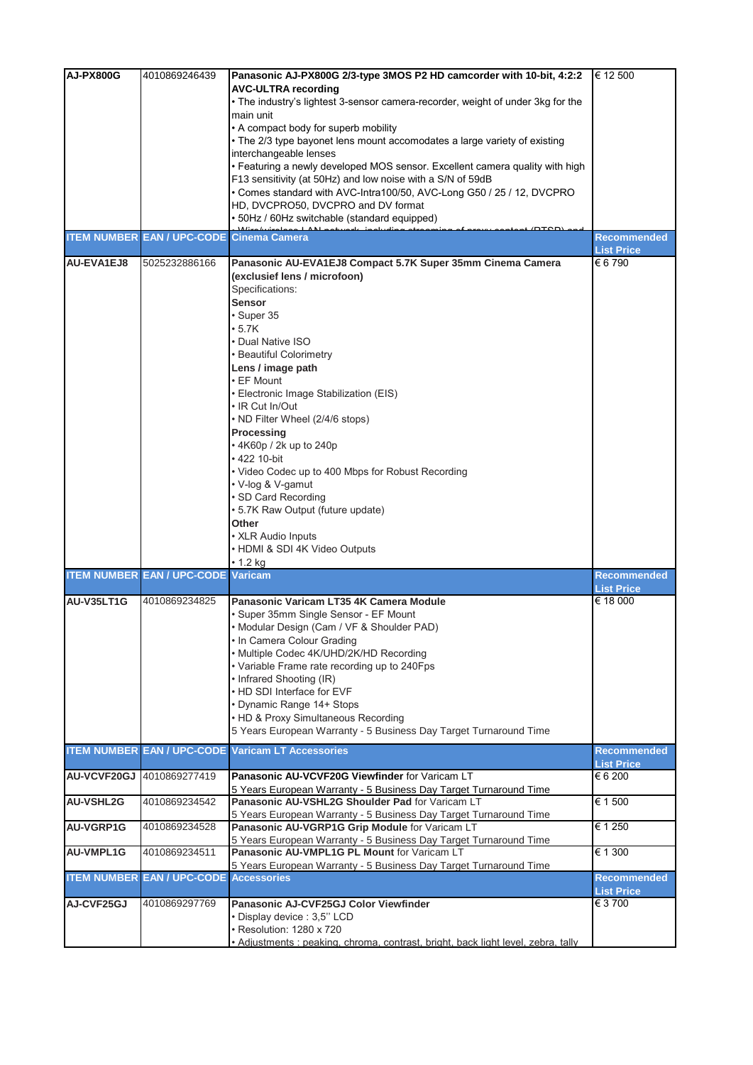| AJ-PX800G | 4010869246439 | **Panasonic AJ-PX800G 2/3-type 3MOS P2 HD camcorder with 10-bit, 4:2:2 AVC-ULTRA recording**<br>• The industry's lightest 3-sensor camera-recorder, weight of under 3kg for the main unit<br>• A compact body for superb mobility<br>• The 2/3 type bayonet lens mount accomodates a large variety of existing interchangeable lenses<br>• Featuring a newly developed MOS sensor. Excellent camera quality with high F13 sensitivity (at 50Hz) and low noise with a S/N of 59dB<br>• Comes standard with AVC-Intra100/50, AVC-Long G50 / 25 / 12, DVCPRO HD, DVCPRO50, DVCPRO and DV format<br>• 50Hz / 60Hz switchable (standard equipped)<br>• Wire/wireless LAN network, including streaming of proxy content (RTSP) and | € 12 500 |
|---|---|---|---|
| **ITEM NUMBER** | **EAN / UPC-CODE** | **Cinema Camera** | **Recommended List Price** |
| AU-EVA1EJ8 | 5025232886166 | **Panasonic AU-EVA1EJ8 Compact 5.7K Super 35mm Cinema Camera (exclusief lens / microfoon)**<br>Specifications:<br>**Sensor**<br>• Super 35<br>• 5.7K<br>• Dual Native ISO<br>• Beautiful Colorimetry<br>**Lens / image path**<br>• EF Mount<br>• Electronic Image Stabilization (EIS)<br>• IR Cut In/Out<br>• ND Filter Wheel (2/4/6 stops)<br>**Processing**<br>• 4K60p / 2k up to 240p<br>• 422 10-bit<br>• Video Codec up to 400 Mbps for Robust Recording<br>• V-log & V-gamut<br>• SD Card Recording<br>• 5.7K Raw Output (future update)<br>**Other**<br>• XLR Audio Inputs<br>• HDMI & SDI 4K Video Outputs<br>• 1.2 kg | € 6 790 |
| **ITEM NUMBER** | **EAN / UPC-CODE** | **Varicam** | **Recommended List Price** |
| AU-V35LT1G | 4010869234825 | **Panasonic Varicam LT35 4K Camera Module**<br>• Super 35mm Single Sensor - EF Mount<br>• Modular Design (Cam / VF & Shoulder PAD)<br>• In Camera Colour Grading<br>• Multiple Codec 4K/UHD/2K/HD Recording<br>• Variable Frame rate recording up to 240Fps<br>• Infrared Shooting (IR)<br>• HD SDI Interface for EVF<br>• Dynamic Range 14+ Stops<br>• HD & Proxy Simultaneous Recording<br>5 Years European Warranty - 5 Business Day Target Turnaround Time | € 18 000 |
| **ITEM NUMBER** | **EAN / UPC-CODE** | **Varicam LT Accessories** | **Recommended List Price** |
| AU-VCVF20GJ | 4010869277419 | **Panasonic AU-VCVF20G Viewfinder** for Varicam LT<br>5 Years European Warranty - 5 Business Day Target Turnaround Time | € 6 200 |
| AU-VSHL2G | 4010869234542 | **Panasonic AU-VSHL2G Shoulder Pad** for Varicam LT<br>5 Years European Warranty - 5 Business Day Target Turnaround Time | € 1 500 |
| AU-VGRP1G | 4010869234528 | **Panasonic AU-VGRP1G Grip Module** for Varicam LT<br>5 Years European Warranty - 5 Business Day Target Turnaround Time | € 1 250 |
| AU-VMPL1G | 4010869234511 | **Panasonic AU-VMPL1G PL Mount** for Varicam LT<br>5 Years European Warranty - 5 Business Day Target Turnaround Time | € 1 300 |
| **ITEM NUMBER** | **EAN / UPC-CODE** | **Accessories** | **Recommended List Price** |
| AJ-CVF25GJ | 4010869297769 | **Panasonic AJ-CVF25GJ Color Viewfinder**<br>• Display device : 3,5'' LCD<br>• Resolution: 1280 x 720<br>• Adjustments : peaking, chroma, contrast, bright, back light level, zebra, tally | € 3 700 |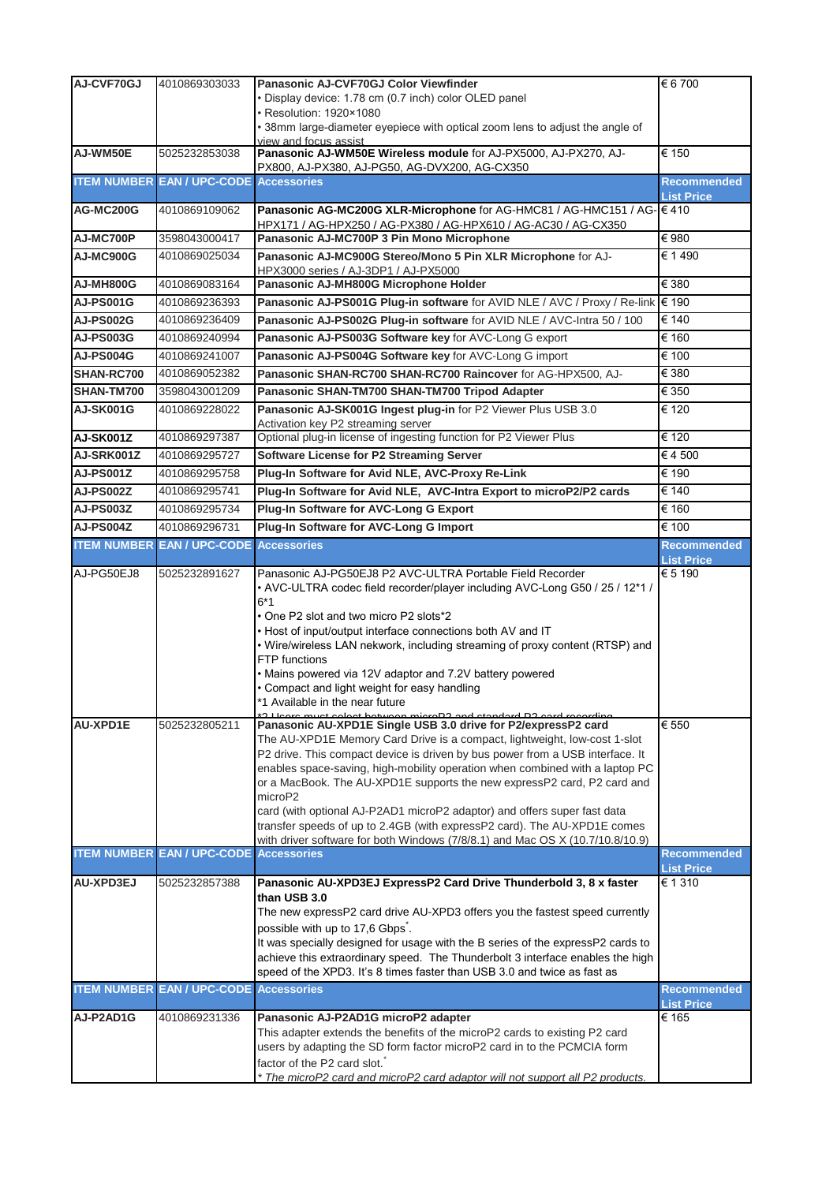| ITEM NUMBER | EAN / UPC-CODE | Accessories | Recommended List Price |
|---|---|---|---|
| AJ-CVF70GJ | 4010869303033 | **Panasonic AJ-CVF70GJ Color Viewfinder** • Display device: 1.78 cm (0.7 inch) color OLED panel • Resolution: 1920×1080 • 38mm large-diameter eyepiece with optical zoom lens to adjust the angle of view and focus assist | € 6 700 |
| AJ-WM50E | 5025232853038 | **Panasonic AJ-WM50E Wireless module** for AJ-PX5000, AJ-PX270, AJ-PX800, AJ-PX380, AJ-PG50, AG-DVX200, AG-CX350 | € 150 |
| **ITEM NUMBER** | **EAN / UPC-CODE** | **Accessories** | **Recommended List Price** |
| AG-MC200G | 4010869109062 | **Panasonic AG-MC200G XLR-Microphone** for AG-HMC81 / AG-HMC151 / AG-HPX171 / AG-HPX250 / AG-PX380 / AG-HPX610 / AG-AC30 / AG-CX350 | € 410 |
| AJ-MC700P | 3598043000417 | **Panasonic AJ-MC700P 3 Pin Mono Microphone** | € 980 |
| AJ-MC900G | 4010869025034 | **Panasonic AJ-MC900G Stereo/Mono 5 Pin XLR Microphone** for AJ-HPX3000 series / AJ-3DP1 / AJ-PX5000 | € 1 490 |
| AJ-MH800G | 4010869083164 | **Panasonic AJ-MH800G Microphone Holder** | € 380 |
| AJ-PS001G | 4010869236393 | **Panasonic AJ-PS001G Plug-in software** for AVID NLE / AVC / Proxy / Re-link | € 190 |
| AJ-PS002G | 4010869236409 | **Panasonic AJ-PS002G Plug-in software** for AVID NLE / AVC-Intra 50 / 100 | € 140 |
| AJ-PS003G | 4010869240994 | **Panasonic AJ-PS003G Software key** for AVC-Long G export | € 160 |
| AJ-PS004G | 4010869241007 | **Panasonic AJ-PS004G Software key** for AVC-Long G import | € 100 |
| SHAN-RC700 | 4010869052382 | **Panasonic SHAN-RC700 SHAN-RC700 Raincover** for AG-HPX500, AJ- | € 380 |
| SHAN-TM700 | 3598043001209 | **Panasonic SHAN-TM700 SHAN-TM700 Tripod Adapter** | € 350 |
| AJ-SK001G | 4010869228022 | **Panasonic AJ-SK001G Ingest plug-in** for P2 Viewer Plus USB 3.0 Activation key P2 streaming server | € 120 |
| AJ-SK001Z | 4010869297387 | Optional plug-in license of ingesting function for P2 Viewer Plus | € 120 |
| AJ-SRK001Z | 4010869295727 | **Software License for P2 Streaming Server** | € 4 500 |
| AJ-PS001Z | 4010869295758 | **Plug-In Software for Avid NLE, AVC-Proxy Re-Link** | € 190 |
| AJ-PS002Z | 4010869295741 | **Plug-In Software for Avid NLE, AVC-Intra Export to microP2/P2 cards** | € 140 |
| AJ-PS003Z | 4010869295734 | **Plug-In Software for AVC-Long G Export** | € 160 |
| AJ-PS004Z | 4010869296731 | **Plug-In Software for AVC-Long G Import** | € 100 |
| **ITEM NUMBER** | **EAN / UPC-CODE** | **Accessories** | **Recommended List Price** |
| AJ-PG50EJ8 | 5025232891627 | Panasonic AJ-PG50EJ8 P2 AVC-ULTRA Portable Field Recorder • AVC-ULTRA codec field recorder/player including AVC-Long G50 / 25 / 12*1 / 6*1 • One P2 slot and two micro P2 slots*2 • Host of input/output interface connections both AV and IT • Wire/wireless LAN nekwork, including streaming of proxy content (RTSP) and FTP functions • Mains powered via 12V adaptor and 7.2V battery powered • Compact and light weight for easy handling *1 Available in the near future *2 Users must select between microP2 and standard P2 card recording | € 5 190 |
| AU-XPD1E | 5025232805211 | **Panasonic AU-XPD1E Single USB 3.0 drive for P2/expressP2 card** The AU-XPD1E Memory Card Drive is a compact, lightweight, low-cost 1-slot P2 drive. This compact device is driven by bus power from a USB interface. It enables space-saving, high-mobility operation when combined with a laptop PC or a MacBook. The AU-XPD1E supports the new expressP2 card, P2 card and microP2 card (with optional AJ-P2AD1 microP2 adaptor) and offers super fast data transfer speeds of up to 2.4GB (with expressP2 card). The AU-XPD1E comes with driver software for both Windows (7/8/8.1) and Mac OS X (10.7/10.8/10.9) | € 550 |
| **ITEM NUMBER** | **EAN / UPC-CODE** | **Accessories** | **Recommended List Price** |
| AU-XPD3EJ | 5025232857388 | **Panasonic AU-XPD3EJ ExpressP2 Card Drive Thunderbold 3, 8 x faster than USB 3.0** The new expressP2 card drive AU-XPD3 offers you the fastest speed currently possible with up to 17,6 Gbps*. It was specially designed for usage with the B series of the expressP2 cards to achieve this extraordinary speed. The Thunderbolt 3 interface enables the high speed of the XPD3. It's 8 times faster than USB 3.0 and twice as fast as | € 1 310 |
| **ITEM NUMBER** | **EAN / UPC-CODE** | **Accessories** | **Recommended List Price** |
| AJ-P2AD1G | 4010869231336 | **Panasonic AJ-P2AD1G microP2 adapter** This adapter extends the benefits of the microP2 cards to existing P2 card users by adapting the SD form factor microP2 card in to the PCMCIA form factor of the P2 card slot.* *\* The microP2 card and microP2 card adaptor will not support all P2 products.* | € 165 |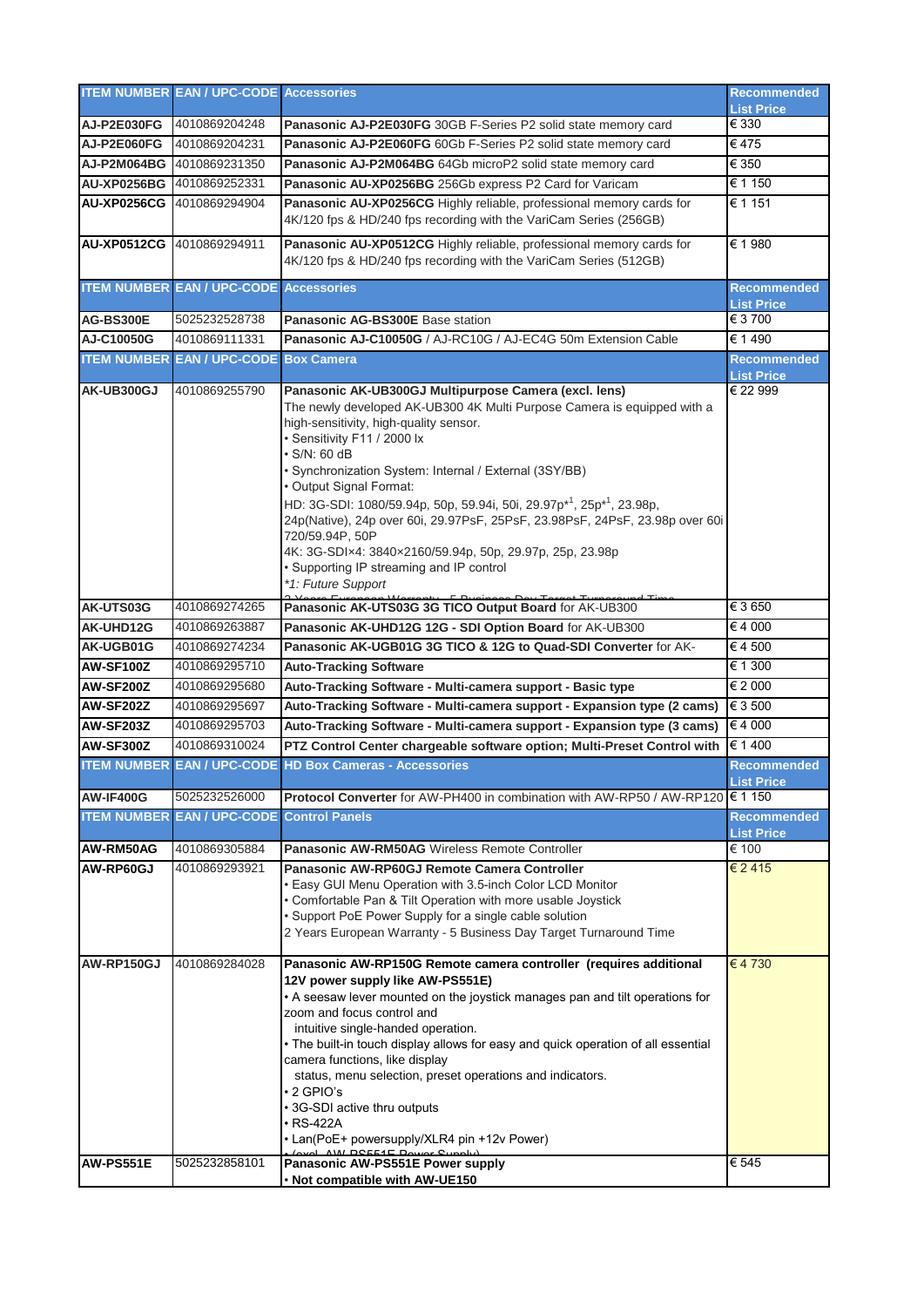| ITEM NUMBER | EAN / UPC-CODE | Accessories | Recommended List Price |
|---|---|---|---|
| AJ-P2E030FG | 4010869204248 | **Panasonic AJ-P2E030FG** 30GB F-Series P2 solid state memory card | € 330 |
| AJ-P2E060FG | 4010869204231 | **Panasonic AJ-P2E060FG** 60Gb F-Series P2 solid state memory card | € 475 |
| AJ-P2M064BG | 4010869231350 | **Panasonic AJ-P2M064BG** 64Gb microP2 solid state memory card | € 350 |
| AU-XP0256BG | 4010869252331 | **Panasonic AU-XP0256BG** 256Gb express P2 Card for Varicam | € 1 150 |
| AU-XP0256CG | 4010869294904 | **Panasonic AU-XP0256CG** Highly reliable, professional memory cards for 4K/120 fps & HD/240 fps recording with the VariCam Series (256GB) | € 1 151 |
| AU-XP0512CG | 4010869294911 | **Panasonic AU-XP0512CG** Highly reliable, professional memory cards for 4K/120 fps & HD/240 fps recording with the VariCam Series (512GB) | € 1 980 |

| ITEM NUMBER | EAN / UPC-CODE | Accessories | Recommended List Price |
|---|---|---|---|
| AG-BS300E | 5025232528738 | **Panasonic AG-BS300E** Base station | € 3 700 |
| AJ-C10050G | 4010869111331 | **Panasonic AJ-C10050G** / AJ-RC10G / AJ-EC4G 50m Extension Cable | € 1 490 |

| ITEM NUMBER | EAN / UPC-CODE | Box Camera | Recommended List Price |
|---|---|---|---|
| AK-UB300GJ | 4010869255790 | **Panasonic AK-UB300GJ Multipurpose Camera (excl. lens)**<br>The newly developed AK-UB300 4K Multi Purpose Camera is equipped with a high-sensitivity, high-quality sensor.<br>• Sensitivity F11 / 2000 lx<br>• S/N: 60 dB<br>• Synchronization System: Internal / External (3SY/BB)<br>• Output Signal Format:<br>HD: 3G-SDI: 1080/59.94p, 50p, 59.94i, 50i, 29.97p*[1], 25p*[1], 23.98p, 24p(Native), 24p over 60i, 29.97PsF, 25PsF, 23.98PsF, 24PsF, 23.98p over 60i 720/59.94P, 50P<br>4K: 3G-SDI×4: 3840×2160/59.94p, 50p, 29.97p, 25p, 23.98p<br>• Supporting IP streaming and IP control<br>*\*1: Future Support*<br>2 Years European Warranty - 5 Business Day Target Turnaround Time | € 22 999 |
| AK-UTS03G | 4010869274265 | **Panasonic AK-UTS03G 3G TICO Output Board** for AK-UB300 | € 3 650 |
| AK-UHD12G | 4010869263887 | **Panasonic AK-UHD12G 12G - SDI Option Board** for AK-UB300 | € 4 000 |
| AK-UGB01G | 4010869274234 | **Panasonic AK-UGB01G 3G TICO & 12G to Quad-SDI Converter** for AK- | € 4 500 |
| AW-SF100Z | 4010869295710 | **Auto-Tracking Software** | € 1 300 |
| AW-SF200Z | 4010869295680 | **Auto-Tracking Software - Multi-camera support - Basic type** | € 2 000 |
| AW-SF202Z | 4010869295697 | **Auto-Tracking Software - Multi-camera support - Expansion type (2 cams)** | € 3 500 |
| AW-SF203Z | 4010869295703 | **Auto-Tracking Software - Multi-camera support - Expansion type (3 cams)** | € 4 000 |
| AW-SF300Z | 4010869310024 | **PTZ Control Center chargeable software option; Multi-Preset Control with** | € 1 400 |

| ITEM NUMBER | EAN / UPC-CODE | HD Box Cameras - Accessories | Recommended List Price |
|---|---|---|---|
| AW-IF400G | 5025232526000 | **Protocol Converter** for AW-PH400 in combination with AW-RP50 / AW-RP120 | € 1 150 |

| ITEM NUMBER | EAN / UPC-CODE | Control Panels | Recommended List Price |
|---|---|---|---|
| AW-RM50AG | 4010869305884 | **Panasonic AW-RM50AG** Wireless Remote Controller | € 100 |
| AW-RP60GJ | 4010869293921 | **Panasonic AW-RP60GJ Remote Camera Controller**<br>• Easy GUI Menu Operation with 3.5-inch Color LCD Monitor<br>• Comfortable Pan & Tilt Operation with more usable Joystick<br>• Support PoE Power Supply for a single cable solution<br>2 Years European Warranty - 5 Business Day Target Turnaround Time | € 2 415 |
| AW-RP150GJ | 4010869284028 | **Panasonic AW-RP150G Remote camera controller (requires additional 12V power supply like AW-PS551E)**<br>• A seesaw lever mounted on the joystick manages pan and tilt operations for zoom and focus control and intuitive single-handed operation.<br>• The built-in touch display allows for easy and quick operation of all essential camera functions, like display status, menu selection, preset operations and indicators.<br>• 2 GPIO's<br>• 3G-SDI active thru outputs<br>• RS-422A<br>• Lan(PoE+ powersupply/XLR4 pin +12v Power)<br>• (excl. AW-PS551E Power Supply) | € 4 730 |
| AW-PS551E | 5025232858101 | **Panasonic AW-PS551E Power supply**<br>**• Not compatible with AW-UE150** | € 545 |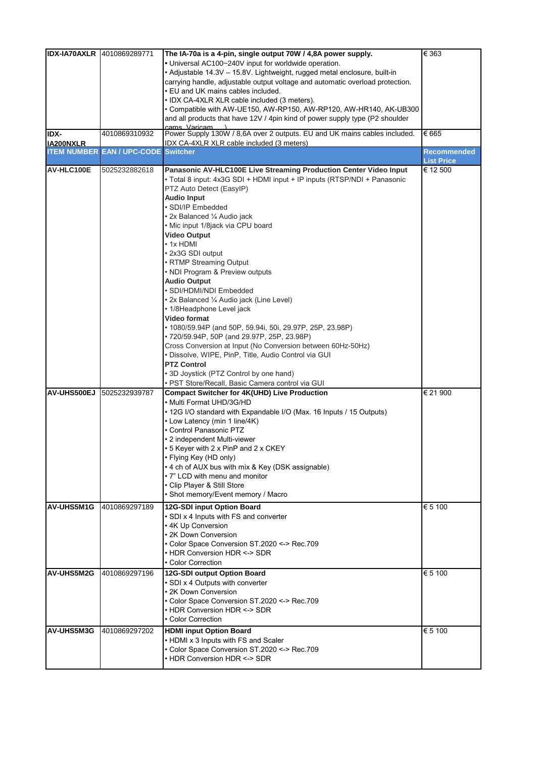| ITEM NUMBER | EAN / UPC-CODE | Switcher | Recommended List Price |
|---|---|---|---|
| IDX-IA70AXLR | 4010869289771 | **The IA-70a is a 4-pin, single output 70W / 4,8A power supply.**<br>• Universal AC100~240V input for worldwide operation.<br>• Adjustable 14.3V – 15.8V. Lightweight, rugged metal enclosure, built-in carrying handle, adjustable output voltage and automatic overload protection.<br>• EU and UK mains cables included.<br>• IDX CA-4XLR XLR cable included (3 meters).<br>• Compatible with AW-UE150, AW-RP150, AW-RP120, AW-HR140, AK-UB300 and all products that have 12V / 4pin kind of power supply type (P2 shoulder cams, Varicam, ...) | € 363 |
| IDX-IA200NXLR | 4010869310932 | Power Supply 130W / 8,6A over 2 outputs. EU and UK mains cables included. IDX CA-4XLR XLR cable included (3 meters) | € 665 |
| **ITEM NUMBER** | **EAN / UPC-CODE** | **Switcher** | **Recommended List Price** |
| AV-HLC100E | 5025232882618 | **Panasonic AV-HLC100E Live Streaming Production Center Video Input**<br>• Total 8 input: 4x3G SDI + HDMI input + IP inputs (RTSP/NDI + Panasonic PTZ Auto Detect (EasyIP)<br>**Audio Input**<br>• SDI/IP Embedded<br>• 2x Balanced ¼ Audio jack<br>• Mic input 1/8jack via CPU board<br>**Video Output**<br>• 1x HDMI<br>• 2x3G SDI output<br>• RTMP Streaming Output<br>• NDI Program & Preview outputs<br>**Audio Output**<br>• SDI/HDMI/NDI Embedded<br>• 2x Balanced ¼ Audio jack (Line Level)<br>• 1/8Headphone Level jack<br>**Video format**<br>• 1080/59.94P (and 50P, 59.94i, 50i, 29.97P, 25P, 23.98P)<br>• 720/59.94P, 50P (and 29.97P, 25P, 23.98P)<br>Cross Conversion at Input (No Conversion between 60Hz-50Hz)<br>• Dissolve, WIPE, PinP, Title, Audio Control via GUI<br>**PTZ Control**<br>• 3D Joystick (PTZ Control by one hand)<br>• PST Store/Recall, Basic Camera control via GUI | € 12 500 |
| AV-UHS500EJ | 5025232939787 | **Compact Switcher for 4K(UHD) Live Production**<br>• Multi Format UHD/3G/HD<br>• 12G I/O standard with Expandable I/O (Max. 16 Inputs / 15 Outputs)<br>• Low Latency (min 1 line/4K)<br>• Control Panasonic PTZ<br>• 2 independent Multi-viewer<br>• 5 Keyer with 2 x PinP and 2 x CKEY<br>• Flying Key (HD only)<br>• 4 ch of AUX bus with mix & Key (DSK assignable)<br>• 7" LCD with menu and monitor<br>• Clip Player & Still Store<br>• Shot memory/Event memory / Macro | € 21 900 |
| AV-UHS5M1G | 4010869297189 | **12G-SDI input Option Board**<br>• SDI x 4 Inputs with FS and converter<br>• 4K Up Conversion<br>• 2K Down Conversion<br>• Color Space Conversion ST.2020 <-> Rec.709<br>• HDR Conversion HDR <-> SDR<br>• Color Correction | € 5 100 |
| AV-UHS5M2G | 4010869297196 | **12G-SDI output Option Board**<br>• SDI x 4 Outputs with converter<br>• 2K Down Conversion<br>• Color Space Conversion ST.2020 <-> Rec.709<br>• HDR Conversion HDR <-> SDR<br>• Color Correction | € 5 100 |
| AV-UHS5M3G | 4010869297202 | **HDMI input Option Board**<br>• HDMI x 3 Inputs with FS and Scaler<br>• Color Space Conversion ST.2020 <-> Rec.709<br>• HDR Conversion HDR <-> SDR | € 5 100 |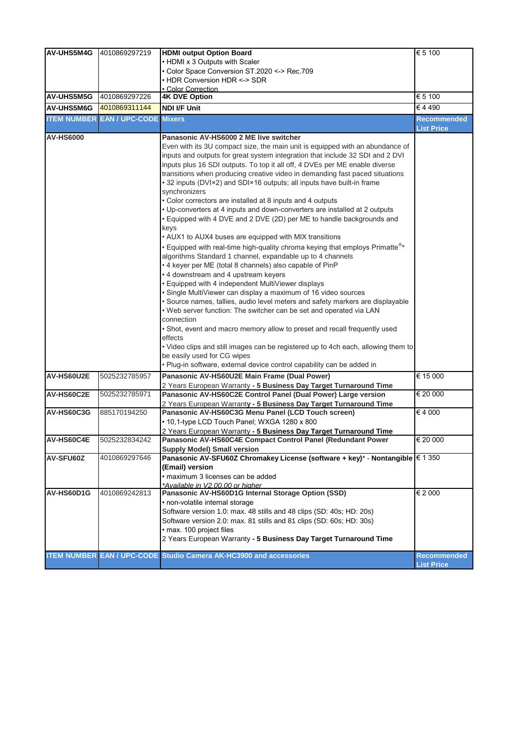| AV-UHS5M4G | 4010869297219 | **HDMI output Option Board**<br>• HDMI x 3 Outputs with Scaler<br>• Color Space Conversion ST.2020 <-> Rec.709<br>• HDR Conversion HDR <-> SDR<br>• Color Correction | € 5 100 |
|---|---|---|---|
| **AV-UHS5M5G** | 4010869297226 | **4K DVE Option** | € 5 100 |
| **AV-UHS5M6G** | 4010869311144 | **NDI I/F Unit** | € 4 490 |
| **ITEM NUMBER** | **EAN / UPC-CODE** | **Mixers** | **Recommended List Price** |
| **AV-HS6000** | | **Panasonic AV-HS6000 2 ME live switcher**<br>Even with its 3U compact size, the main unit is equipped with an abundance of inputs and outputs for great system integration that include 32 SDI and 2 DVI inputs plus 16 SDI outputs. To top it all off, 4 DVEs per ME enable diverse transitions when producing creative video in demanding fast paced situations<br>• 32 inputs (DVI×2) and SDI×16 outputs; all inputs have built-in frame synchronizers<br>• Color correctors are installed at 8 inputs and 4 outputs<br>• Up-converters at 4 inputs and down-converters are installed at 2 outputs<br>• Equipped with 4 DVE and 2 DVE (2D) per ME to handle backgrounds and keys<br>• AUX1 to AUX4 buses are equipped with MIX transitions<br>• Equipped with real-time high-quality chroma keying that employs Primatte®* algorithms Standard 1 channel, expandable up to 4 channels<br>• 4 keyer per ME (total 8 channels) also capable of PinP<br>• 4 downstream and 4 upstream keyers<br>• Equipped with 4 independent MultiViewer displays<br>• Single MultiViewer can display a maximum of 16 video sources<br>• Source names, tallies, audio level meters and safety markers are displayable<br>• Web server function: The switcher can be set and operated via LAN connection<br>• Shot, event and macro memory allow to preset and recall frequently used effects<br>• Video clips and still images can be registered up to 4ch each, allowing them to be easily used for CG wipes<br>• Plug-in software, external device control capability can be added in | |
| **AV-HS60U2E** | 5025232785957 | **Panasonic AV-HS60U2E Main Frame (Dual Power)**<br>2 Years European Warranty **- 5 Business Day Target Turnaround Time** | € 15 000 |
| **AV-HS60C2E** | 5025232785971 | **Panasonic AV-HS60C2E Control Panel (Dual Power) Large version**<br>2 Years European Warranty **- 5 Business Day Target Turnaround Time** | € 20 000 |
| **AV-HS60C3G** | 885170194250 | **Panasonic AV-HS60C3G Menu Panel (LCD Touch screen)**<br>• 10,1-type LCD Touch Panel; WXGA 1280 x 800<br>2 Years European Warranty **- 5 Business Day Target Turnaround Time** | € 4 000 |
| **AV-HS60C4E** | 5025232834242 | **Panasonic AV-HS60C4E Compact Control Panel (Redundant Power Supply Model) Small version** | € 20 000 |
| **AV-SFU60Z** | 4010869297646 | **Panasonic AV-SFU60Z Chromakey License (software + key)*** - **Nontangible (Email) version**<br>• maximum 3 licenses can be added<br>*Available in V2.00.00 or higher* | € 1 350 |
| **AV-HS60D1G** | 4010869242813 | **Panasonic AV-HS60D1G Internal Storage Option (SSD)**<br>• non-volatile internal storage<br>Software version 1.0: max. 48 stills and 48 clips (SD: 40s; HD: 20s)<br>Software version 2.0: max. 81 stills and 81 clips (SD: 60s; HD: 30s)<br>• max. 100 project files<br>2 Years European Warranty **- 5 Business Day Target Turnaround Time** | € 2 000 |
| **ITEM NUMBER** | **EAN / UPC-CODE** | **Studio Camera AK-HC3900 and accessories** | **Recommended List Price** |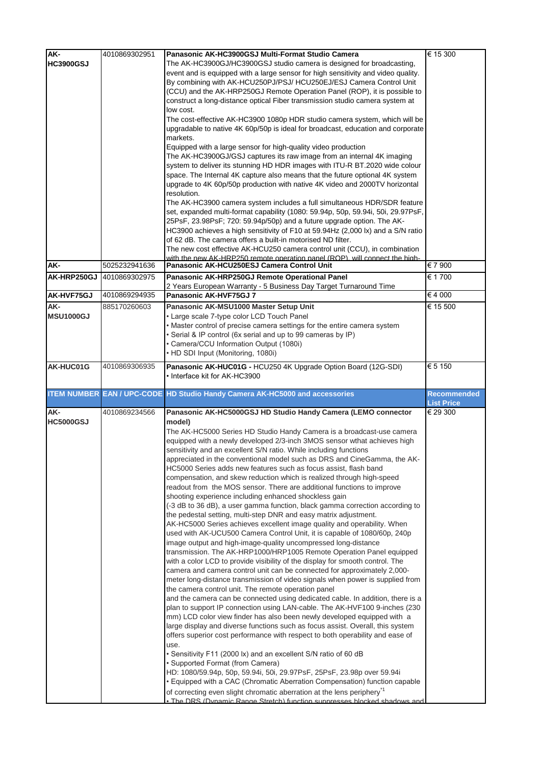| AK-HC3900GSJ | 4010869302951 | **Panasonic AK-HC3900GSJ Multi-Format Studio Camera**<br>The AK-HC3900GJ/HC3900GSJ studio camera is designed for broadcasting, event and is equipped with a large sensor for high sensitivity and video quality. By combining with AK-HCU250PJ/PSJ/ HCU250EJ/ESJ Camera Control Unit (CCU) and the AK-HRP250GJ Remote Operation Panel (ROP), it is possible to construct a long-distance optical Fiber transmission studio camera system at low cost.<br>The cost-effective AK-HC3900 1080p HDR studio camera system, which will be upgradable to native 4K 60p/50p is ideal for broadcast, education and corporate markets.<br>Equipped with a large sensor for high-quality video production<br>The AK-HC3900GJ/GSJ captures its raw image from an internal 4K imaging system to deliver its stunning HD HDR images with ITU-R BT.2020 wide colour space. The Internal 4K capture also means that the future optional 4K system upgrade to 4K 60p/50p production with native 4K video and 2000TV horizontal resolution.<br>The AK-HC3900 camera system includes a full simultaneous HDR/SDR feature set, expanded multi-format capability (1080: 59.94p, 50p, 59.94i, 50i, 29.97PsF, 25PsF, 23.98PsF; 720: 59.94p/50p) and a future upgrade option. The AK-HC3900 achieves a high sensitivity of F10 at 59.94Hz (2,000 lx) and a S/N ratio of 62 dB. The camera offers a built-in motorised ND filter.<br>The new cost effective AK-HCU250 camera control unit (CCU), in combination with the new AK-HRP250 remote operation panel (ROP), will connect the high- | € 15 300 |
|---|---|---|---|
| AK- | 5025232941636 | **Panasonic AK-HCU250ESJ Camera Control Unit** | € 7 900 |
| AK-HRP250GJ | 4010869302975 | **Panasonic AK-HRP250GJ Remote Operational Panel**<br>2 Years European Warranty - 5 Business Day Target Turnaround Time | € 1 700 |
| AK-HVF75GJ | 4010869294935 | **Panasonic AK-HVF75GJ 7** | € 4 000 |
| AK-MSU1000GJ | 885170260603 | **Panasonic AK-MSU1000 Master Setup Unit**<br>• Large scale 7-type color LCD Touch Panel<br>• Master control of precise camera settings for the entire camera system<br>• Serial & IP control (6x serial and up to 99 cameras by IP)<br>• Camera/CCU Information Output (1080i)<br>• HD SDI Input (Monitoring, 1080i) | € 15 500 |
| AK-HUC01G | 4010869306935 | **Panasonic AK-HUC01G -** HCU250 4K Upgrade Option Board (12G-SDI)<br>• Interface kit for AK-HC3900 | € 5 150 |
| **ITEM NUMBER** | **EAN / UPC-CODE** | **HD Studio Handy Camera AK-HC5000 and accessories** | **Recommended List Price** |
| AK-HC5000GSJ | 4010869234566 | **Panasonic AK-HC5000GSJ HD Studio Handy Camera (LEMO connector model)**<br>The AK-HC5000 Series HD Studio Handy Camera is a broadcast-use camera equipped with a newly developed 2/3-inch 3MOS sensor wthat achieves high sensitivity and an excellent S/N ratio. While including functions appreciated in the conventional model such as DRS and CineGamma, the AK-HC5000 Series adds new features such as focus assist, flash band compensation, and skew reduction which is realized through high-speed readout from the MOS sensor. There are additional functions to improve shooting experience including enhanced shockless gain (-3 dB to 36 dB), a user gamma function, black gamma correction according to the pedestal setting, multi-step DNR and easy matrix adjustment.<br>AK-HC5000 Series achieves excellent image quality and operability. When used with AK-UCU500 Camera Control Unit, it is capable of 1080/60p, 240p image output and high-image-quality uncompressed long-distance transmission. The AK-HRP1000/HRP1005 Remote Operation Panel equipped with a color LCD to provide visibility of the display for smooth control. The camera and camera control unit can be connected for approximately 2,000-meter long-distance transmission of video signals when power is supplied from the camera control unit. The remote operation panel<br>and the camera can be connected using dedicated cable. In addition, there is a plan to support IP connection using LAN-cable. The AK-HVF100 9-inches (230 mm) LCD color view finder has also been newly developed equipped with a large display and diverse functions such as focus assist. Overall, this system offers superior cost performance with respect to both operability and ease of use.<br>• Sensitivity F11 (2000 lx) and an excellent S/N ratio of 60 dB<br>• Supported Format (from Camera)<br>HD: 1080/59.94p, 50p, 59.94i, 50i, 29.97PsF, 25PsF, 23.98p over 59.94i<br>• Equipped with a CAC (Chromatic Aberration Compensation) function capable of correcting even slight chromatic aberration at the lens periphery[*1]<br>• The DRS (Dynamic Range Stretch) function suppresses blocked shadows and | € 29 300 |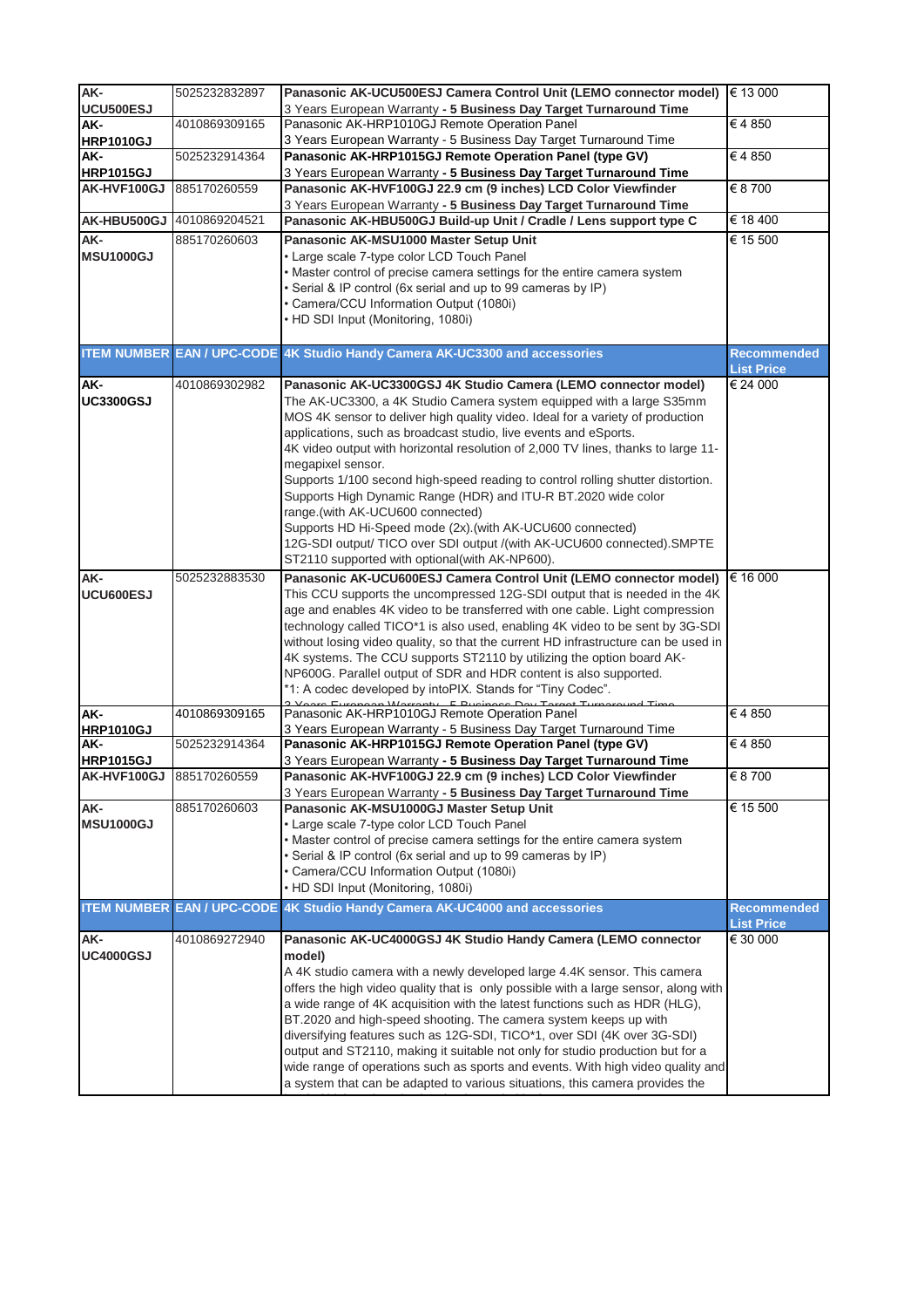| AK-UCU500ESJ | 5025232832897 | **Panasonic AK-UCU500ESJ Camera Control Unit (LEMO connector model)**<br>3 Years European Warranty **- 5 Business Day Target Turnaround Time** | € 13 000 |
|---|---|---|---|
| AK-HRP1010GJ | 4010869309165 | Panasonic AK-HRP1010GJ Remote Operation Panel<br>3 Years European Warranty - 5 Business Day Target Turnaround Time | € 4 850 |
| AK-HRP1015GJ | 5025232914364 | **Panasonic AK-HRP1015GJ Remote Operation Panel (type GV)**<br>3 Years European Warranty **- 5 Business Day Target Turnaround Time** | € 4 850 |
| AK-HVF100GJ | 885170260559 | **Panasonic AK-HVF100GJ 22.9 cm (9 inches) LCD Color Viewfinder**<br>3 Years European Warranty **- 5 Business Day Target Turnaround Time** | € 8 700 |
| AK-HBU500GJ | 4010869204521 | **Panasonic AK-HBU500GJ Build-up Unit / Cradle / Lens support type C** | € 18 400 |
| AK-MSU1000GJ | 885170260603 | **Panasonic AK-MSU1000 Master Setup Unit**<br>• Large scale 7-type color LCD Touch Panel<br>• Master control of precise camera settings for the entire camera system<br>• Serial & IP control (6x serial and up to 99 cameras by IP)<br>• Camera/CCU Information Output (1080i)<br>• HD SDI Input (Monitoring, 1080i) | € 15 500 |

| ITEM NUMBER | EAN / UPC-CODE | 4K Studio Handy Camera AK-UC3300 and accessories | Recommended List Price |
|---|---|---|---|
| AK-UC3300GSJ | 4010869302982 | **Panasonic AK-UC3300GSJ 4K Studio Camera (LEMO connector model)**<br>The AK-UC3300, a 4K Studio Camera system equipped with a large S35mm MOS 4K sensor to deliver high quality video. Ideal for a variety of production applications, such as broadcast studio, live events and eSports.<br>4K video output with horizontal resolution of 2,000 TV lines, thanks to large 11-megapixel sensor.<br>Supports 1/100 second high-speed reading to control rolling shutter distortion.<br>Supports High Dynamic Range (HDR) and ITU-R BT.2020 wide color range.(with AK-UCU600 connected)<br>Supports HD Hi-Speed mode (2x).(with AK-UCU600 connected)<br>12G-SDI output/ TICO over SDI output /(with AK-UCU600 connected).SMPTE ST2110 supported with optional(with AK-NP600). | € 24 000 |
| AK-UCU600ESJ | 5025232883530 | **Panasonic AK-UCU600ESJ Camera Control Unit (LEMO connector model)**<br>This CCU supports the uncompressed 12G-SDI output that is needed in the 4K age and enables 4K video to be transferred with one cable. Light compression technology called TICO*1 is also used, enabling 4K video to be sent by 3G-SDI without losing video quality, so that the current HD infrastructure can be used in 4K systems. The CCU supports ST2110 by utilizing the option board AK-NP600G. Parallel output of SDR and HDR content is also supported.<br>*1: A codec developed by intoPIX. Stands for "Tiny Codec".<br>3 Years European Warranty - 5 Business Day Target Turnaround Time | € 16 000 |
| AK-HRP1010GJ | 4010869309165 | Panasonic AK-HRP1010GJ Remote Operation Panel<br>3 Years European Warranty - 5 Business Day Target Turnaround Time | € 4 850 |
| AK-HRP1015GJ | 5025232914364 | **Panasonic AK-HRP1015GJ Remote Operation Panel (type GV)**<br>3 Years European Warranty **- 5 Business Day Target Turnaround Time** | € 4 850 |
| AK-HVF100GJ | 885170260559 | **Panasonic AK-HVF100GJ 22.9 cm (9 inches) LCD Color Viewfinder**<br>3 Years European Warranty **- 5 Business Day Target Turnaround Time** | € 8 700 |
| AK-MSU1000GJ | 885170260603 | **Panasonic AK-MSU1000GJ Master Setup Unit**<br>• Large scale 7-type color LCD Touch Panel<br>• Master control of precise camera settings for the entire camera system<br>• Serial & IP control (6x serial and up to 99 cameras by IP)<br>• Camera/CCU Information Output (1080i)<br>• HD SDI Input (Monitoring, 1080i) | € 15 500 |

| ITEM NUMBER | EAN / UPC-CODE | 4K Studio Handy Camera AK-UC4000 and accessories | Recommended List Price |
|---|---|---|---|
| AK-UC4000GSJ | 4010869272940 | **Panasonic AK-UC4000GSJ 4K Studio Handy Camera (LEMO connector model)**<br>A 4K studio camera with a newly developed large 4.4K sensor. This camera offers the high video quality that is only possible with a large sensor, along with a wide range of 4K acquisition with the latest functions such as HDR (HLG), BT.2020 and high-speed shooting. The camera system keeps up with diversifying features such as 12G-SDI, TICO*1, over SDI (4K over 3G-SDI) output and ST2110, making it suitable not only for studio production but for a wide range of operations such as sports and events. With high video quality and a system that can be adapted to various situations, this camera provides the | € 30 000 |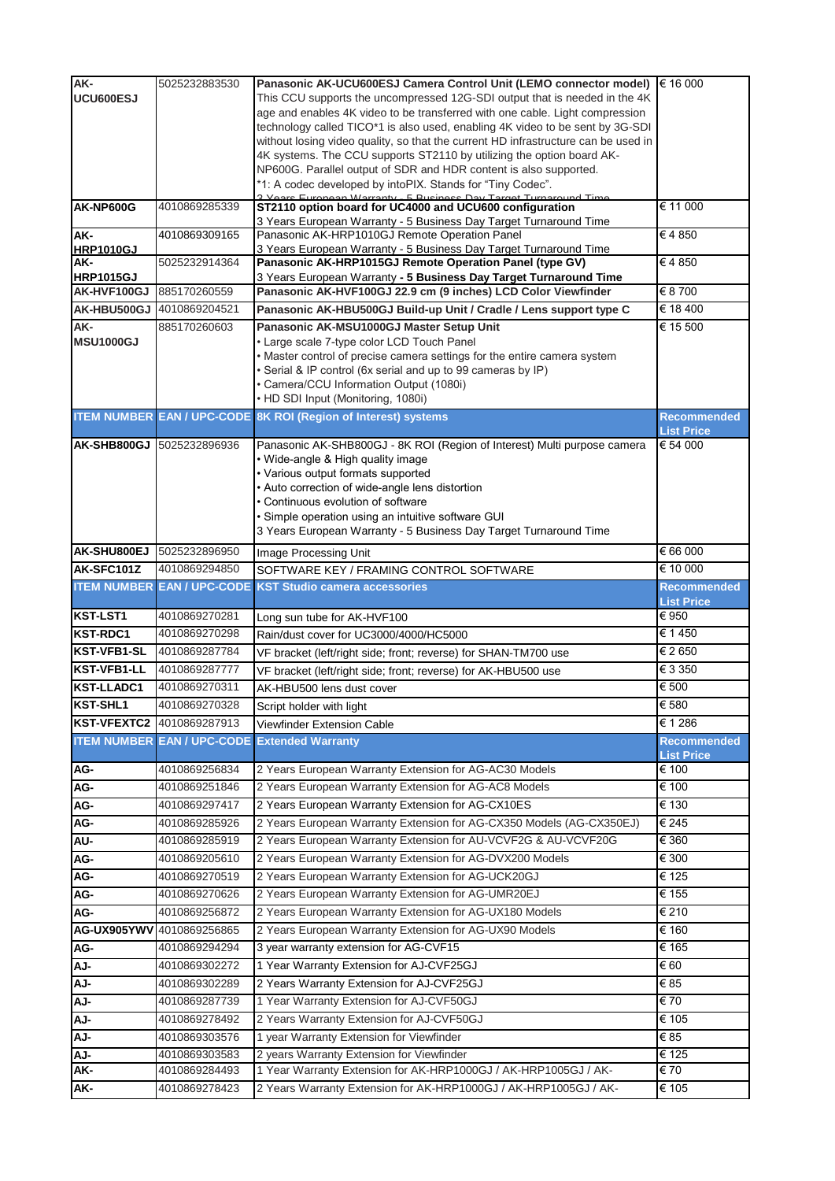| AK-UCU600ESJ | 5025232883530 | **Panasonic AK-UCU600ESJ Camera Control Unit (LEMO connector model)** This CCU supports the uncompressed 12G-SDI output that is needed in the 4K age and enables 4K video to be transferred with one cable. Light compression technology called TICO*1 is also used, enabling 4K video to be sent by 3G-SDI without losing video quality, so that the current HD infrastructure can be used in 4K systems. The CCU supports ST2110 by utilizing the option board AK-NP600G. Parallel output of SDR and HDR content is also supported. *1: A codec developed by intoPIX. Stands for "Tiny Codec". 3 Years European Warranty - 5 Business Day Target Turnaround Time | € 16 000 |
|---|---|---|---|
| AK-NP600G | 4010869285339 | **ST2110 option board for UC4000 and UCU600 configuration** 3 Years European Warranty - 5 Business Day Target Turnaround Time | € 11 000 |
| AK-HRP1010GJ | 4010869309165 | Panasonic AK-HRP1010GJ Remote Operation Panel 3 Years European Warranty - 5 Business Day Target Turnaround Time | € 4 850 |
| AK-HRP1015GJ | 5025232914364 | **Panasonic AK-HRP1015GJ Remote Operation Panel (type GV)** 3 Years European Warranty **- 5 Business Day Target Turnaround Time** | € 4 850 |
| AK-HVF100GJ | 885170260559 | **Panasonic AK-HVF100GJ 22.9 cm (9 inches) LCD Color Viewfinder** | € 8 700 |
| AK-HBU500GJ | 4010869204521 | **Panasonic AK-HBU500GJ Build-up Unit / Cradle / Lens support type C** | € 18 400 |
| AK-MSU1000GJ | 885170260603 | **Panasonic AK-MSU1000GJ Master Setup Unit** • Large scale 7-type color LCD Touch Panel • Master control of precise camera settings for the entire camera system • Serial & IP control (6x serial and up to 99 cameras by IP) • Camera/CCU Information Output (1080i) • HD SDI Input (Monitoring, 1080i) | € 15 500 |
| **ITEM NUMBER** | **EAN / UPC-CODE** | **8K ROI (Region of Interest) systems** | **Recommended List Price** |
| AK-SHB800GJ | 5025232896936 | Panasonic AK-SHB800GJ - 8K ROI (Region of Interest) Multi purpose camera • Wide-angle & High quality image • Various output formats supported • Auto correction of wide-angle lens distortion • Continuous evolution of software • Simple operation using an intuitive software GUI 3 Years European Warranty - 5 Business Day Target Turnaround Time | € 54 000 |
| AK-SHU800EJ | 5025232896950 | Image Processing Unit | € 66 000 |
| AK-SFC101Z | 4010869294850 | SOFTWARE KEY / FRAMING CONTROL SOFTWARE | € 10 000 |
| **ITEM NUMBER** | **EAN / UPC-CODE** | **KST Studio camera accessories** | **Recommended List Price** |
| KST-LST1 | 4010869270281 | Long sun tube for AK-HVF100 | € 950 |
| KST-RDC1 | 4010869270298 | Rain/dust cover for UC3000/4000/HC5000 | € 1 450 |
| KST-VFB1-SL | 4010869287784 | VF bracket (left/right side; front; reverse) for SHAN-TM700 use | € 2 650 |
| KST-VFB1-LL | 4010869287777 | VF bracket (left/right side; front; reverse) for AK-HBU500 use | € 3 350 |
| KST-LLADC1 | 4010869270311 | AK-HBU500 lens dust cover | € 500 |
| KST-SHL1 | 4010869270328 | Script holder with light | € 580 |
| KST-VFEXTC2 | 4010869287913 | Viewfinder Extension Cable | € 1 286 |
| **ITEM NUMBER** | **EAN / UPC-CODE** | **Extended Warranty** | **Recommended List Price** |
| AG- | 4010869256834 | 2 Years European Warranty Extension for AG-AC30 Models | € 100 |
| AG- | 4010869251846 | 2 Years European Warranty Extension for AG-AC8 Models | € 100 |
| AG- | 4010869297417 | 2 Years European Warranty Extension for AG-CX10ES | € 130 |
| AG- | 4010869285926 | 2 Years European Warranty Extension for AG-CX350 Models (AG-CX350EJ) | € 245 |
| AU- | 4010869285919 | 2 Years European Warranty Extension for AU-VCVF2G & AU-VCVF20G | € 360 |
| AG- | 4010869205610 | 2 Years European Warranty Extension for AG-DVX200 Models | € 300 |
| AG- | 4010869270519 | 2 Years European Warranty Extension for AG-UCK20GJ | € 125 |
| AG- | 4010869270626 | 2 Years European Warranty Extension for AG-UMR20EJ | € 155 |
| AG- | 4010869256872 | 2 Years European Warranty Extension for AG-UX180 Models | € 210 |
| AG-UX905YWV | 4010869256865 | 2 Years European Warranty Extension for AG-UX90 Models | € 160 |
| AG- | 4010869294294 | 3 year warranty extension for AG-CVF15 | € 165 |
| AJ- | 4010869302272 | 1 Year Warranty Extension for AJ-CVF25GJ | € 60 |
| AJ- | 4010869302289 | 2 Years Warranty Extension for AJ-CVF25GJ | € 85 |
| AJ- | 4010869287739 | 1 Year Warranty Extension for AJ-CVF50GJ | € 70 |
| AJ- | 4010869278492 | 2 Years Warranty Extension for AJ-CVF50GJ | € 105 |
| AJ- | 4010869303576 | 1 year Warranty Extension for Viewfinder | € 85 |
| AJ- | 4010869303583 | 2 years Warranty Extension for Viewfinder | € 125 |
| AK- | 4010869284493 | 1 Year Warranty Extension for AK-HRP1000GJ / AK-HRP1005GJ / AK- | € 70 |
| AK- | 4010869278423 | 2 Years Warranty Extension for AK-HRP1000GJ / AK-HRP1005GJ / AK- | € 105 |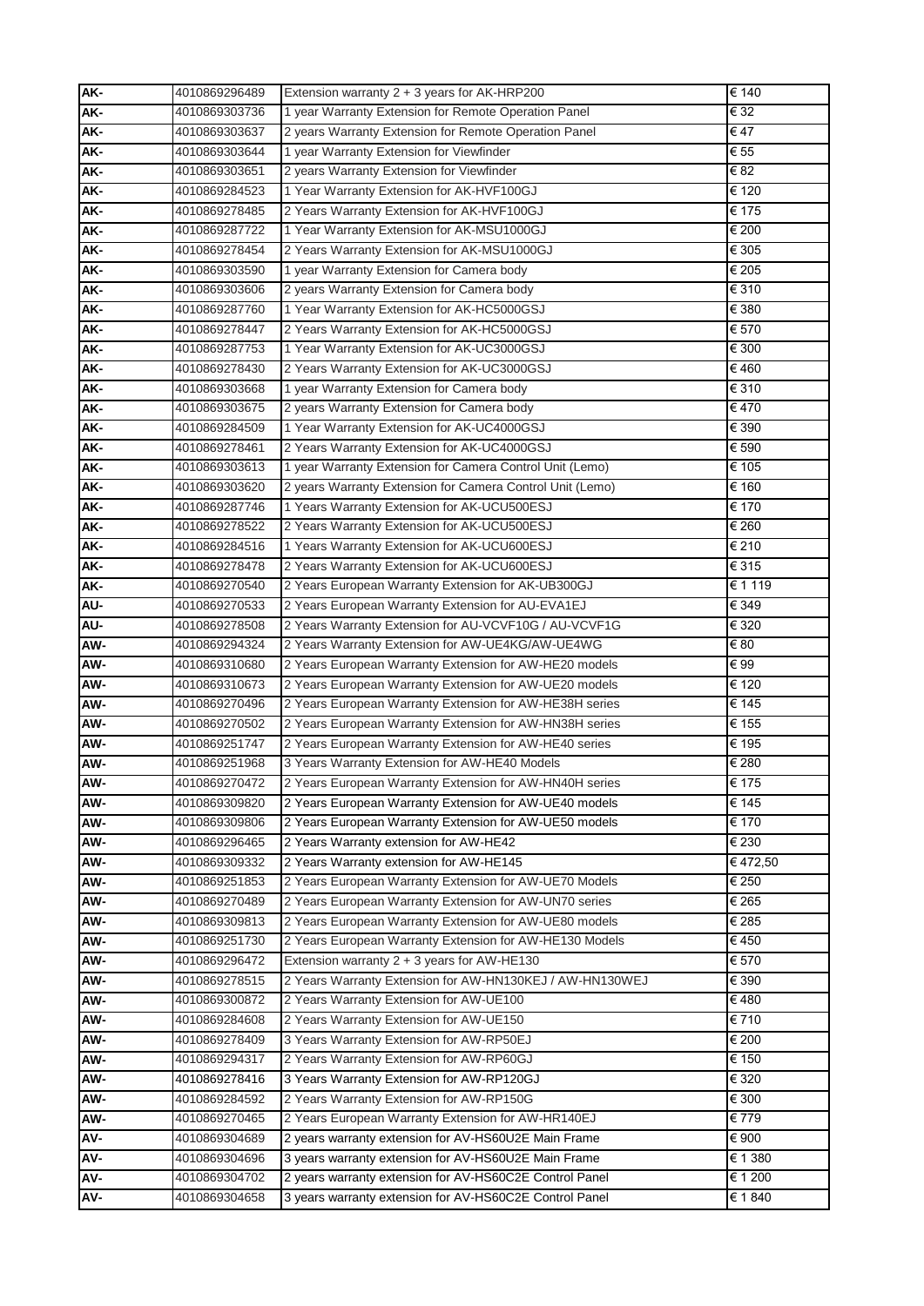| AK- | 4010869296489 | Extension warranty 2 + 3 years for AK-HRP200 | € 140 |
|---|---|---|---|
| AK- | 4010869303736 | 1 year Warranty Extension for Remote Operation Panel | € 32 |
| AK- | 4010869303637 | 2 years Warranty Extension for Remote Operation Panel | € 47 |
| AK- | 4010869303644 | 1 year Warranty Extension for Viewfinder | € 55 |
| AK- | 4010869303651 | 2 years Warranty Extension for Viewfinder | € 82 |
| AK- | 4010869284523 | 1 Year Warranty Extension for AK-HVF100GJ | € 120 |
| AK- | 4010869278485 | 2 Years Warranty Extension for AK-HVF100GJ | € 175 |
| AK- | 4010869287722 | 1 Year Warranty Extension for AK-MSU1000GJ | € 200 |
| AK- | 4010869278454 | 2 Years Warranty Extension for AK-MSU1000GJ | € 305 |
| AK- | 4010869303590 | 1 year Warranty Extension for Camera body | € 205 |
| AK- | 4010869303606 | 2 years Warranty Extension for Camera body | € 310 |
| AK- | 4010869287760 | 1 Year Warranty Extension for AK-HC5000GSJ | € 380 |
| AK- | 4010869278447 | 2 Years Warranty Extension for AK-HC5000GSJ | € 570 |
| AK- | 4010869287753 | 1 Year Warranty Extension for AK-UC3000GSJ | € 300 |
| AK- | 4010869278430 | 2 Years Warranty Extension for AK-UC3000GSJ | € 460 |
| AK- | 4010869303668 | 1 year Warranty Extension for Camera body | € 310 |
| AK- | 4010869303675 | 2 years Warranty Extension for Camera body | € 470 |
| AK- | 4010869284509 | 1 Year Warranty Extension for AK-UC4000GSJ | € 390 |
| AK- | 4010869278461 | 2 Years Warranty Extension for AK-UC4000GSJ | € 590 |
| AK- | 4010869303613 | 1 year Warranty Extension for Camera Control Unit (Lemo) | € 105 |
| AK- | 4010869303620 | 2 years Warranty Extension for Camera Control Unit (Lemo) | € 160 |
| AK- | 4010869287746 | 1 Years Warranty Extension for AK-UCU500ESJ | € 170 |
| AK- | 4010869278522 | 2 Years Warranty Extension for AK-UCU500ESJ | € 260 |
| AK- | 4010869284516 | 1 Years Warranty Extension for AK-UCU600ESJ | € 210 |
| AK- | 4010869278478 | 2 Years Warranty Extension for AK-UCU600ESJ | € 315 |
| AK- | 4010869270540 | 2 Years European Warranty Extension for AK-UB300GJ | € 1 119 |
| AU- | 4010869270533 | 2 Years European Warranty Extension for AU-EVA1EJ | € 349 |
| AU- | 4010869278508 | 2 Years Warranty Extension for AU-VCVF10G / AU-VCVF1G | € 320 |
| AW- | 4010869294324 | 2 Years Warranty Extension for AW-UE4KG/AW-UE4WG | € 80 |
| AW- | 4010869310680 | 2 Years European Warranty Extension for AW-HE20 models | € 99 |
| AW- | 4010869310673 | 2 Years European Warranty Extension for AW-UE20 models | € 120 |
| AW- | 4010869270496 | 2 Years European Warranty Extension for AW-HE38H series | € 145 |
| AW- | 4010869270502 | 2 Years European Warranty Extension for AW-HN38H series | € 155 |
| AW- | 4010869251747 | 2 Years European Warranty Extension for AW-HE40 series | € 195 |
| AW- | 4010869251968 | 3 Years Warranty Extension for AW-HE40 Models | € 280 |
| AW- | 4010869270472 | 2 Years European Warranty Extension for AW-HN40H series | € 175 |
| AW- | 4010869309820 | 2 Years European Warranty Extension for AW-UE40 models | € 145 |
| AW- | 4010869309806 | 2 Years European Warranty Extension for AW-UE50 models | € 170 |
| AW- | 4010869296465 | 2 Years Warranty extension for AW-HE42 | € 230 |
| AW- | 4010869309332 | 2 Years Warranty extension for AW-HE145 | € 472,50 |
| AW- | 4010869251853 | 2 Years European Warranty Extension for AW-UE70 Models | € 250 |
| AW- | 4010869270489 | 2 Years European Warranty Extension for AW-UN70 series | € 265 |
| AW- | 4010869309813 | 2 Years European Warranty Extension for AW-UE80 models | € 285 |
| AW- | 4010869251730 | 2 Years European Warranty Extension for AW-HE130 Models | € 450 |
| AW- | 4010869296472 | Extension warranty 2 + 3 years for AW-HE130 | € 570 |
| AW- | 4010869278515 | 2 Years Warranty Extension for AW-HN130KEJ / AW-HN130WEJ | € 390 |
| AW- | 4010869300872 | 2 Years Warranty Extension for AW-UE100 | € 480 |
| AW- | 4010869284608 | 2 Years Warranty Extension for AW-UE150 | € 710 |
| AW- | 4010869278409 | 3 Years Warranty Extension for AW-RP50EJ | € 200 |
| AW- | 4010869294317 | 2 Years Warranty Extension for AW-RP60GJ | € 150 |
| AW- | 4010869278416 | 3 Years Warranty Extension for AW-RP120GJ | € 320 |
| AW- | 4010869284592 | 2 Years Warranty Extension for AW-RP150G | € 300 |
| AW- | 4010869270465 | 2 Years European Warranty Extension for AW-HR140EJ | € 779 |
| AV- | 4010869304689 | 2 years warranty extension for AV-HS60U2E Main Frame | € 900 |
| AV- | 4010869304696 | 3 years warranty extension for AV-HS60U2E Main Frame | € 1 380 |
| AV- | 4010869304702 | 2 years warranty extension for AV-HS60C2E Control Panel | € 1 200 |
| AV- | 4010869304658 | 3 years warranty extension for AV-HS60C2E Control Panel | € 1 840 |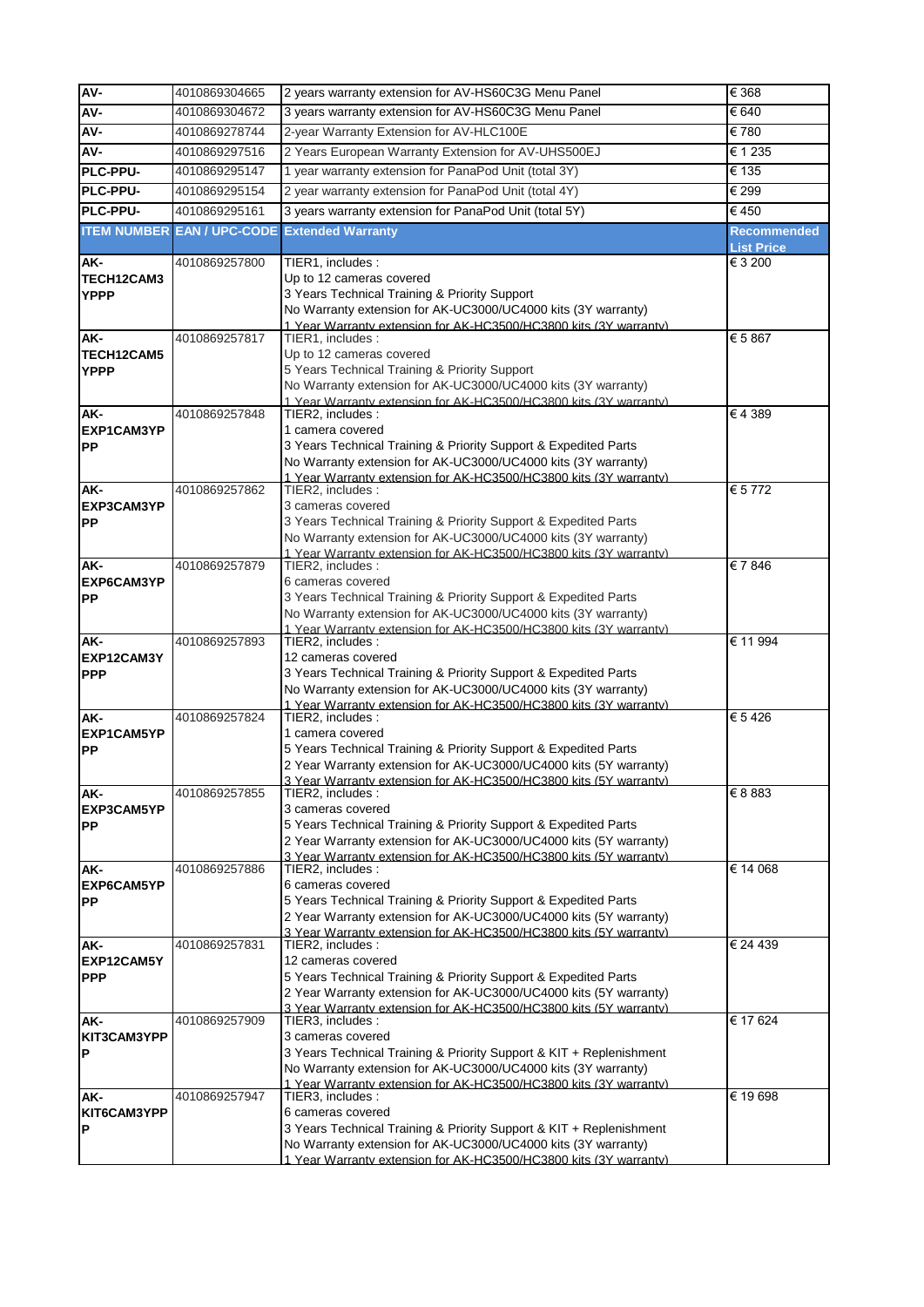| AV- | 4010869304665 | 2 years warranty extension for AV-HS60C3G Menu Panel | € 368 |
|---|---|---|---|
| AV- | 4010869304672 | 3 years warranty extension for AV-HS60C3G Menu Panel | € 640 |
| AV- | 4010869278744 | 2-year Warranty Extension for AV-HLC100E | € 780 |
| AV- | 4010869297516 | 2 Years European Warranty Extension for AV-UHS500EJ | € 1 235 |
| PLC-PPU- | 4010869295147 | 1 year warranty extension for PanaPod Unit (total 3Y) | € 135 |
| PLC-PPU- | 4010869295154 | 2 year warranty extension for PanaPod Unit (total 4Y) | € 299 |
| PLC-PPU- | 4010869295161 | 3 years warranty extension for PanaPod Unit (total 5Y) | € 450 |
| **ITEM NUMBER** | **EAN / UPC-CODE** | **Extended Warranty** | **Recommended List Price** |
| AK-TECH12CAM3YPPP | 4010869257800 | TIER1, includes :<br>Up to 12 cameras covered<br>3 Years Technical Training & Priority Support<br>No Warranty extension for AK-UC3000/UC4000 kits (3Y warranty)<br>1 Year Warranty extension for AK-HC3500/HC3800 kits (3Y warranty) | € 3 200 |
| AK-TECH12CAM5YPPP | 4010869257817 | TIER1, includes :<br>Up to 12 cameras covered<br>5 Years Technical Training & Priority Support<br>No Warranty extension for AK-UC3000/UC4000 kits (3Y warranty)<br>1 Year Warranty extension for AK-HC3500/HC3800 kits (3Y warranty) | € 5 867 |
| AK-EXP1CAM3YPPP | 4010869257848 | TIER2, includes :<br>1 camera covered<br>3 Years Technical Training & Priority Support & Expedited Parts<br>No Warranty extension for AK-UC3000/UC4000 kits (3Y warranty)<br>1 Year Warranty extension for AK-HC3500/HC3800 kits (3Y warranty) | € 4 389 |
| AK-EXP3CAM3YPPP | 4010869257862 | TIER2, includes :<br>3 cameras covered<br>3 Years Technical Training & Priority Support & Expedited Parts<br>No Warranty extension for AK-UC3000/UC4000 kits (3Y warranty)<br>1 Year Warranty extension for AK-HC3500/HC3800 kits (3Y warranty) | € 5 772 |
| AK-EXP6CAM3YPPP | 4010869257879 | TIER2, includes :<br>6 cameras covered<br>3 Years Technical Training & Priority Support & Expedited Parts<br>No Warranty extension for AK-UC3000/UC4000 kits (3Y warranty)<br>1 Year Warranty extension for AK-HC3500/HC3800 kits (3Y warranty) | € 7 846 |
| AK-EXP12CAM3YPPP | 4010869257893 | TIER2, includes :<br>12 cameras covered<br>3 Years Technical Training & Priority Support & Expedited Parts<br>No Warranty extension for AK-UC3000/UC4000 kits (3Y warranty)<br>1 Year Warranty extension for AK-HC3500/HC3800 kits (3Y warranty) | € 11 994 |
| AK-EXP1CAM5YPPP | 4010869257824 | TIER2, includes :<br>1 camera covered<br>5 Years Technical Training & Priority Support & Expedited Parts<br>2 Year Warranty extension for AK-UC3000/UC4000 kits (5Y warranty)<br>3 Year Warranty extension for AK-HC3500/HC3800 kits (5Y warranty) | € 5 426 |
| AK-EXP3CAM5YPPP | 4010869257855 | TIER2, includes :<br>3 cameras covered<br>5 Years Technical Training & Priority Support & Expedited Parts<br>2 Year Warranty extension for AK-UC3000/UC4000 kits (5Y warranty)<br>3 Year Warranty extension for AK-HC3500/HC3800 kits (5Y warranty) | € 8 883 |
| AK-EXP6CAM5YPPP | 4010869257886 | TIER2, includes :<br>6 cameras covered<br>5 Years Technical Training & Priority Support & Expedited Parts<br>2 Year Warranty extension for AK-UC3000/UC4000 kits (5Y warranty)<br>3 Year Warranty extension for AK-HC3500/HC3800 kits (5Y warranty) | € 14 068 |
| AK-EXP12CAM5YPPP | 4010869257831 | TIER2, includes :<br>12 cameras covered<br>5 Years Technical Training & Priority Support & Expedited Parts<br>2 Year Warranty extension for AK-UC3000/UC4000 kits (5Y warranty)<br>3 Year Warranty extension for AK-HC3500/HC3800 kits (5Y warranty) | € 24 439 |
| AK-KIT3CAM3YPPP | 4010869257909 | TIER3, includes :<br>3 cameras covered<br>3 Years Technical Training & Priority Support & KIT + Replenishment<br>No Warranty extension for AK-UC3000/UC4000 kits (3Y warranty)<br>1 Year Warranty extension for AK-HC3500/HC3800 kits (3Y warranty) | € 17 624 |
| AK-KIT6CAM3YPPP | 4010869257947 | TIER3, includes :<br>6 cameras covered<br>3 Years Technical Training & Priority Support & KIT + Replenishment<br>No Warranty extension for AK-UC3000/UC4000 kits (3Y warranty)<br>1 Year Warranty extension for AK-HC3500/HC3800 kits (3Y warranty) | € 19 698 |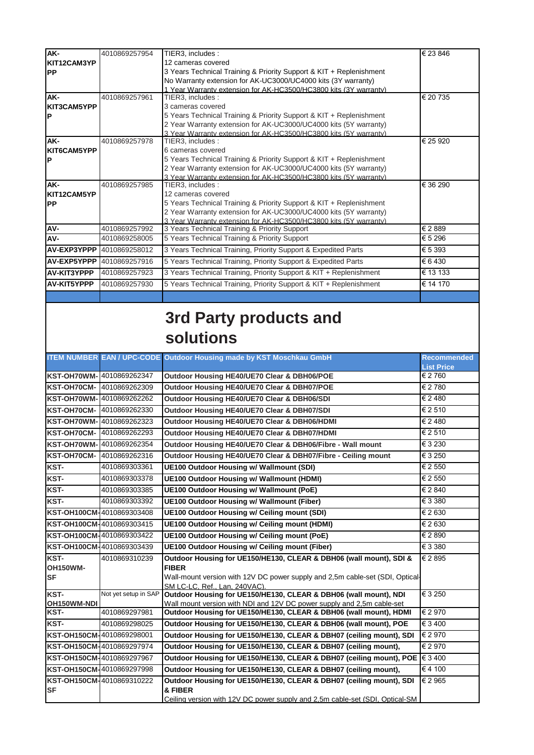| | | | |
|---|---|---|---|
| AK-KIT12CAM3YPP | 4010869257954 | TIER3, includes :<br>12 cameras covered<br>3 Years Technical Training & Priority Support & KIT + Replenishment<br>No Warranty extension for AK-UC3000/UC4000 kits (3Y warranty)<br>1 Year Warranty extension for AK-HC3500/HC3800 kits (3Y warranty) | € 23 846 |
| AK-KIT3CAM5YPP | 4010869257961 | TIER3, includes :<br>3 cameras covered<br>5 Years Technical Training & Priority Support & KIT + Replenishment<br>2 Year Warranty extension for AK-UC3000/UC4000 kits (5Y warranty)<br>3 Year Warranty extension for AK-HC3500/HC3800 kits (5Y warranty) | € 20 735 |
| AK-KIT6CAM5YPP | 4010869257978 | TIER3, includes :<br>6 cameras covered<br>5 Years Technical Training & Priority Support & KIT + Replenishment<br>2 Year Warranty extension for AK-UC3000/UC4000 kits (5Y warranty)<br>3 Year Warranty extension for AK-HC3500/HC3800 kits (5Y warranty) | € 25 920 |
| AK-KIT12CAM5YPP | 4010869257985 | TIER3, includes :<br>12 cameras covered<br>5 Years Technical Training & Priority Support & KIT + Replenishment<br>2 Year Warranty extension for AK-UC3000/UC4000 kits (5Y warranty)<br>3 Year Warranty extension for AK-HC3500/HC3800 kits (5Y warranty) | € 36 290 |
| AV- | 4010869257992 | 3 Years Technical Training & Priority Support | € 2 889 |
| AV- | 4010869258005 | 5 Years Technical Training & Priority Support | € 5 296 |
| AV-EXP3YPPP | 4010869258012 | 3 Years Technical Training, Priority Support & Expedited Parts | € 5 393 |
| AV-EXP5YPPP | 4010869257916 | 5 Years Technical Training, Priority Support & Expedited Parts | € 6 430 |
| AV-KIT3YPPP | 4010869257923 | 3 Years Technical Training, Priority Support & KIT + Replenishment | € 13 133 |
| AV-KIT5YPPP | 4010869257930 | 5 Years Technical Training, Priority Support & KIT + Replenishment | € 14 170 |

# 3rd Party products and solutions

| ITEM NUMBER | EAN / UPC-CODE | Outdoor Housing made by KST Moschkau GmbH | Recommended List Price |
|---|---|---|---|
| KST-OH70WM- | 4010869262347 | **Outdoor Housing HE40/UE70 Clear & DBH06/POE** | € 2 760 |
| KST-OH70CM- | 4010869262309 | **Outdoor Housing HE40/UE70 Clear & DBH07/POE** | € 2 780 |
| KST-OH70WM- | 4010869262262 | **Outdoor Housing HE40/UE70 Clear & DBH06/SDI** | € 2 480 |
| KST-OH70CM- | 4010869262330 | **Outdoor Housing HE40/UE70 Clear & DBH07/SDI** | € 2 510 |
| KST-OH70WM- | 4010869262323 | **Outdoor Housing HE40/UE70 Clear & DBH06/HDMI** | € 2 480 |
| KST-OH70CM- | 4010869262293 | **Outdoor Housing HE40/UE70 Clear & DBH07/HDMI** | € 2 510 |
| KST-OH70WM- | 4010869262354 | **Outdoor Housing HE40/UE70 Clear & DBH06/Fibre - Wall mount** | € 3 230 |
| KST-OH70CM- | 4010869262316 | **Outdoor Housing HE40/UE70 Clear & DBH07/Fibre - Ceiling mount** | € 3 250 |
| KST- | 4010869303361 | **UE100 Outdoor Housing w/ Wallmount (SDI)** | € 2 550 |
| KST- | 4010869303378 | **UE100 Outdoor Housing w/ Wallmount (HDMI)** | € 2 550 |
| KST- | 4010869303385 | **UE100 Outdoor Housing w/ Wallmount (PoE)** | € 2 840 |
| KST- | 4010869303392 | **UE100 Outdoor Housing w/ Wallmount (Fiber)** | € 3 380 |
| KST-OH100CM- | 4010869303408 | **UE100 Outdoor Housing w/ Ceiling mount (SDI)** | € 2 630 |
| KST-OH100CM- | 4010869303415 | **UE100 Outdoor Housing w/ Ceiling mount (HDMI)** | € 2 630 |
| KST-OH100CM- | 4010869303422 | **UE100 Outdoor Housing w/ Ceiling mount (PoE)** | € 2 890 |
| KST-OH100CM- | 4010869303439 | **UE100 Outdoor Housing w/ Ceiling mount (Fiber)** | € 3 380 |
| KST-OH150WM-SF | 4010869310239 | **Outdoor Housing for UE150/HE130, CLEAR & DBH06 (wall mount), SDI & FIBER**<br>Wall-mount version with 12V DC power supply and 2,5m cable-set (SDI, Optical-SM LC-LC, Ref., Lan, 240VAC). | € 2 895 |
| KST-OH150WM-NDI | Not yet setup in SAP | **Outdoor Housing for UE150/HE130, CLEAR & DBH06 (wall mount), NDI**<br>Wall mount version with NDI and 12V DC power supply and 2,5m cable-set | € 3 250 |
| KST- | 4010869297981 | **Outdoor Housing for UE150/HE130, CLEAR & DBH06 (wall mount), HDMI** | € 2 970 |
| KST- | 4010869298025 | **Outdoor Housing for UE150/HE130, CLEAR & DBH06 (wall mount), POE** | € 3 400 |
| KST-OH150CM- | 4010869298001 | **Outdoor Housing for UE150/HE130, CLEAR & DBH07 (ceiling mount), SDI** | € 2 970 |
| KST-OH150CM- | 4010869297974 | **Outdoor Housing for UE150/HE130, CLEAR & DBH07 (ceiling mount),** | € 2 970 |
| KST-OH150CM- | 4010869297967 | **Outdoor Housing for UE150/HE130, CLEAR & DBH07 (ceiling mount), POE** | € 3 400 |
| KST-OH150CM- | 4010869297998 | **Outdoor Housing for UE150/HE130, CLEAR & DBH07 (ceiling mount),** | € 4 100 |
| KST-OH150CM-SF | 4010869310222 | **Outdoor Housing for UE150/HE130, CLEAR & DBH07 (ceiling mount), SDI & FIBER**<br>Ceiling version with 12V DC power supply and 2,5m cable-set (SDI, Optical-SM | € 2 965 |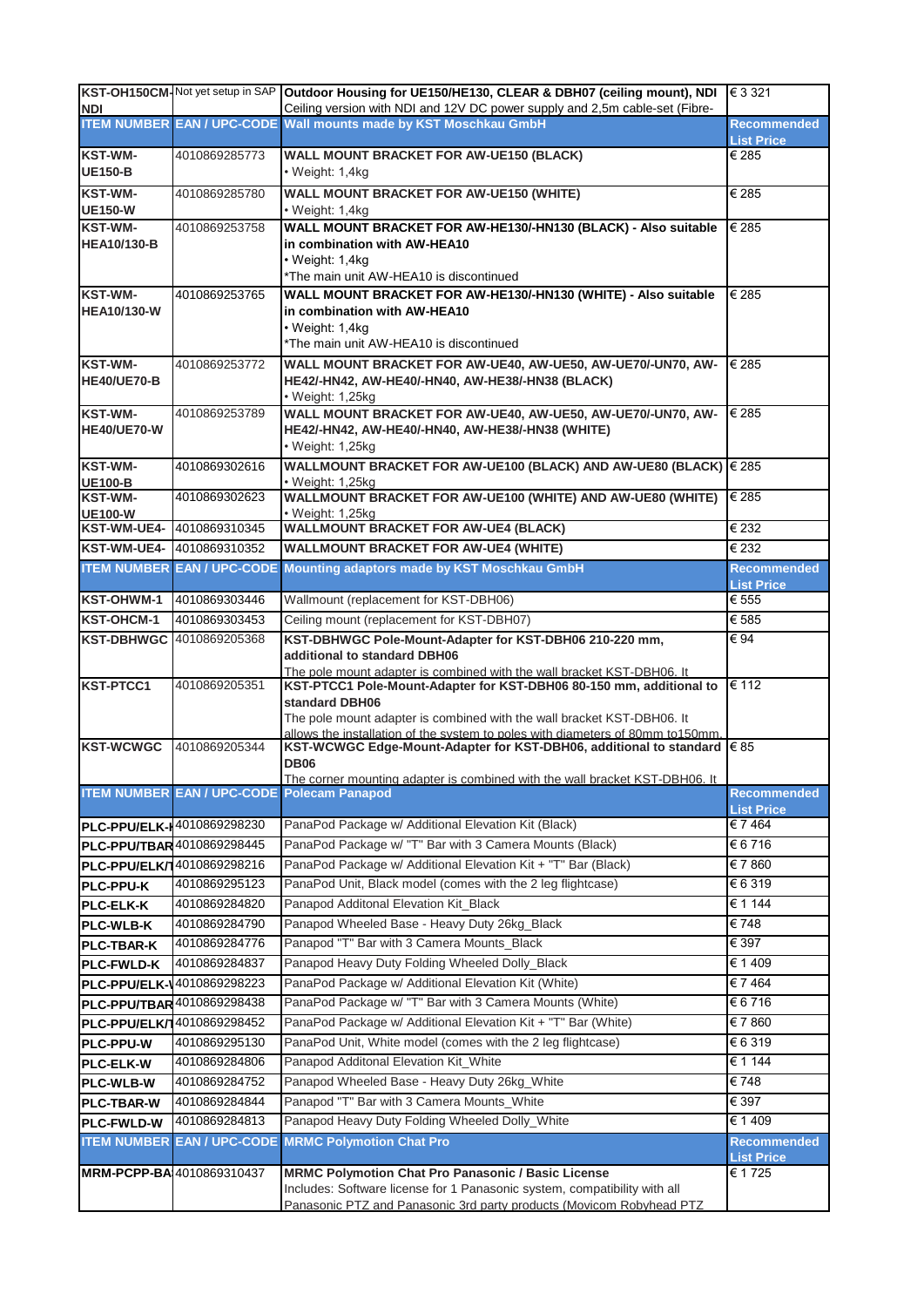| KST-OH150CM-NDI | Not yet setup in SAP | **Outdoor Housing for UE150/HE130, CLEAR & DBH07 (ceiling mount), NDI** Ceiling version with NDI and 12V DC power supply and 2,5m cable-set (Fibre- | € 3 321 |
|---|---|---|---|
| **ITEM NUMBER** | **EAN / UPC-CODE** | **Wall mounts made by KST Moschkau GmbH** | **Recommended List Price** |
| **KST-WM-UE150-B** | 4010869285773 | **WALL MOUNT BRACKET FOR AW-UE150 (BLACK)**<br>• Weight: 1,4kg | € 285 |
| **KST-WM-UE150-W** | 4010869285780 | **WALL MOUNT BRACKET FOR AW-UE150 (WHITE)**<br>• Weight: 1,4kg | € 285 |
| **KST-WM-HEA10/130-B** | 4010869253758 | **WALL MOUNT BRACKET FOR AW-HE130/-HN130 (BLACK) - Also suitable in combination with AW-HEA10**<br>• Weight: 1,4kg<br>*The main unit AW-HEA10 is discontinued | € 285 |
| **KST-WM-HEA10/130-W** | 4010869253765 | **WALL MOUNT BRACKET FOR AW-HE130/-HN130 (WHITE) - Also suitable in combination with AW-HEA10**<br>• Weight: 1,4kg<br>*The main unit AW-HEA10 is discontinued | € 285 |
| **KST-WM-HE40/UE70-B** | 4010869253772 | **WALL MOUNT BRACKET FOR AW-UE40, AW-UE50, AW-UE70/-UN70, AW-HE42/-HN42, AW-HE40/-HN40, AW-HE38/-HN38 (BLACK)**<br>• Weight: 1,25kg | € 285 |
| **KST-WM-HE40/UE70-W** | 4010869253789 | **WALL MOUNT BRACKET FOR AW-UE40, AW-UE50, AW-UE70/-UN70, AW-HE42/-HN42, AW-HE40/-HN40, AW-HE38/-HN38 (WHITE)**<br>• Weight: 1,25kg | € 285 |
| **KST-WM-UE100-B** | 4010869302616 | **WALLMOUNT BRACKET FOR AW-UE100 (BLACK) AND AW-UE80 (BLACK)**<br>• Weight: 1,25kg | € 285 |
| **KST-WM-UE100-W** | 4010869302623 | **WALLMOUNT BRACKET FOR AW-UE100 (WHITE) AND AW-UE80 (WHITE)**<br>• Weight: 1,25kg | € 285 |
| **KST-WM-UE4-** | 4010869310345 | **WALLMOUNT BRACKET FOR AW-UE4 (BLACK)** | € 232 |
| **KST-WM-UE4-** | 4010869310352 | **WALLMOUNT BRACKET FOR AW-UE4 (WHITE)** | € 232 |
| **ITEM NUMBER** | **EAN / UPC-CODE** | **Mounting adaptors made by KST Moschkau GmbH** | **Recommended List Price** |
| **KST-OHWM-1** | 4010869303446 | Wallmount (replacement for KST-DBH06) | € 555 |
| **KST-OHCM-1** | 4010869303453 | Ceiling mount (replacement for KST-DBH07) | € 585 |
| **KST-DBHWGC** | 4010869205368 | **KST-DBHWGC Pole-Mount-Adapter for KST-DBH06 210-220 mm, additional to standard DBH06**<br>The pole mount adapter is combined with the wall bracket KST-DBH06. It | € 94 |
| **KST-PTCC1** | 4010869205351 | **KST-PTCC1 Pole-Mount-Adapter for KST-DBH06 80-150 mm, additional to standard DBH06**<br>The pole mount adapter is combined with the wall bracket KST-DBH06. It allows the installation of the system to poles with diameters of 80mm to150mm. | € 112 |
| **KST-WCWGC** | 4010869205344 | **KST-WCWGC Edge-Mount-Adapter for KST-DBH06, additional to standard DB06**<br>The corner mounting adapter is combined with the wall bracket KST-DBH06. It | € 85 |
| **ITEM NUMBER** | **EAN / UPC-CODE** | **Polecam Panapod** | **Recommended List Price** |
| **PLC-PPU/ELK-** | 4010869298230 | PanaPod Package w/ Additional Elevation Kit (Black) | € 7 464 |
| **PLC-PPU/TBAR** | 4010869298445 | PanaPod Package w/ "T" Bar with 3 Camera Mounts (Black) | € 6 716 |
| **PLC-PPU/ELK/** | 4010869298216 | PanaPod Package w/ Additional Elevation Kit + "T" Bar (Black) | € 7 860 |
| **PLC-PPU-K** | 4010869295123 | PanaPod Unit, Black model (comes with the 2 leg flightcase) | € 6 319 |
| **PLC-ELK-K** | 4010869284820 | Panapod Additonal Elevation Kit_Black | € 1 144 |
| **PLC-WLB-K** | 4010869284790 | Panapod Wheeled Base - Heavy Duty 26kg_Black | € 748 |
| **PLC-TBAR-K** | 4010869284776 | Panapod "T" Bar with 3 Camera Mounts_Black | € 397 |
| **PLC-FWLD-K** | 4010869284837 | Panapod Heavy Duty Folding Wheeled Dolly_Black | € 1 409 |
| **PLC-PPU/ELK-** | 4010869298223 | PanaPod Package w/ Additional Elevation Kit (White) | € 7 464 |
| **PLC-PPU/TBAR** | 4010869298438 | PanaPod Package w/ "T" Bar with 3 Camera Mounts (White) | € 6 716 |
| **PLC-PPU/ELK/** | 4010869298452 | PanaPod Package w/ Additional Elevation Kit + "T" Bar (White) | € 7 860 |
| **PLC-PPU-W** | 4010869295130 | PanaPod Unit, White model (comes with the 2 leg flightcase) | € 6 319 |
| **PLC-ELK-W** | 4010869284806 | Panapod Additonal Elevation Kit_White | € 1 144 |
| **PLC-WLB-W** | 4010869284752 | Panapod Wheeled Base - Heavy Duty 26kg_White | € 748 |
| **PLC-TBAR-W** | 4010869284844 | Panapod "T" Bar with 3 Camera Mounts_White | € 397 |
| **PLC-FWLD-W** | 4010869284813 | Panapod Heavy Duty Folding Wheeled Dolly_White | € 1 409 |
| **ITEM NUMBER** | **EAN / UPC-CODE** | **MRMC Polymotion Chat Pro** | **Recommended List Price** |
| **MRM-PCPP-BA** | 4010869310437 | **MRMC Polymotion Chat Pro Panasonic / Basic License**<br>Includes: Software license for 1 Panasonic system, compatibility with all Panasonic PTZ and Panasonic 3rd party products (Movicom Robyhead PTZ | € 1 725 |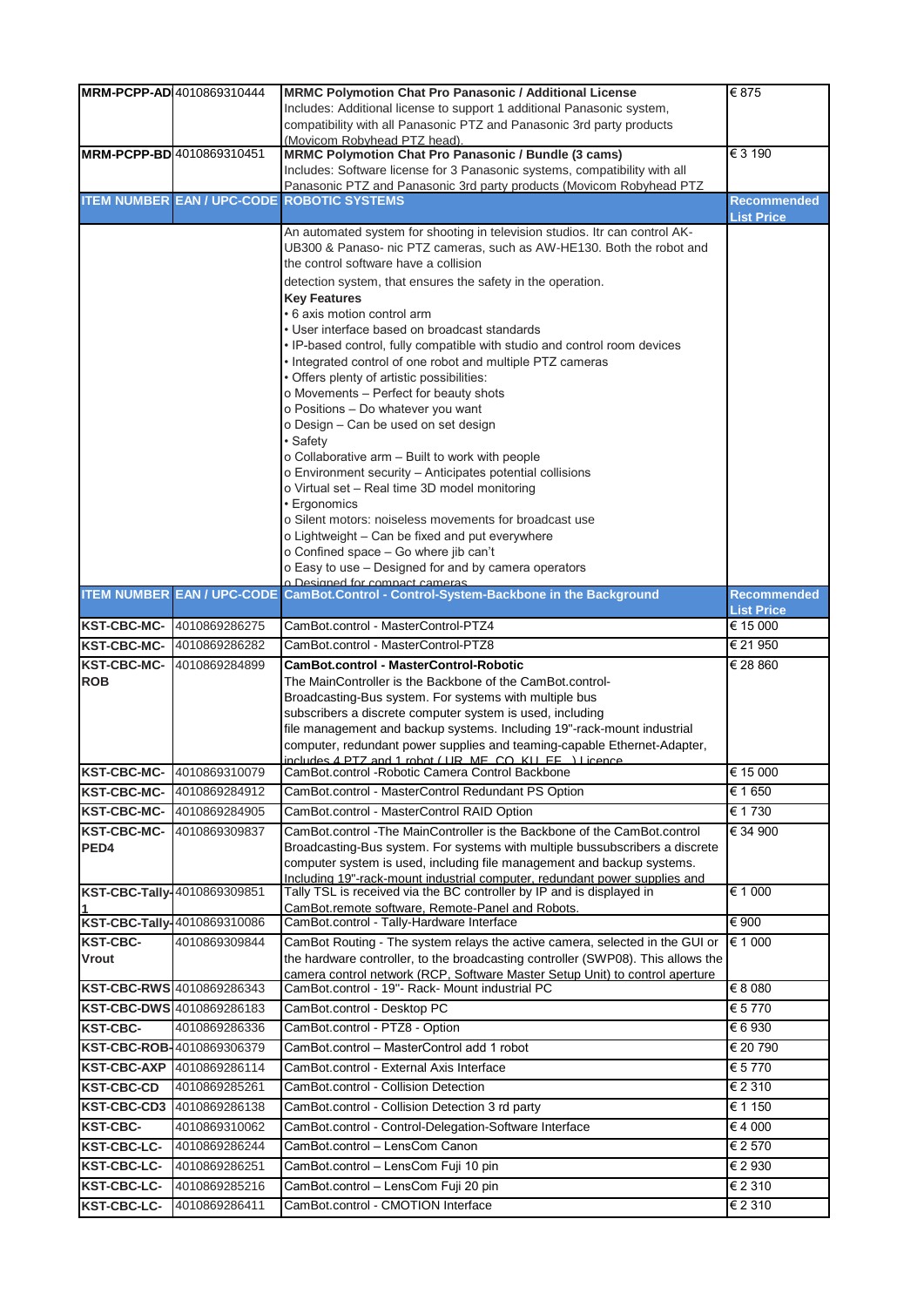| | | | |
|---|---|---|---|
| **MRM-PCPP-AD** | 4010869310444 | **MRMC Polymotion Chat Pro Panasonic / Additional License**<br>Includes: Additional license to support 1 additional Panasonic system, compatibility with all Panasonic PTZ and Panasonic 3rd party products (Movicom Robyhead PTZ head). | € 875 |
| **MRM-PCPP-BD** | 4010869310451 | **MRMC Polymotion Chat Pro Panasonic / Bundle (3 cams)**<br>Includes: Software license for 3 Panasonic systems, compatibility with all Panasonic PTZ and Panasonic 3rd party products (Movicom Robyhead PTZ | € 3 190 |

| ITEM NUMBER | EAN / UPC-CODE | ROBOTIC SYSTEMS | Recommended List Price |
|---|---|---|---|
| | | An automated system for shooting in television studios. Itr can control AK-UB300 & Panaso- nic PTZ cameras, such as AW-HE130. Both the robot and the control software have a collision<br>detection system, that ensures the safety in the operation.<br>**Key Features**<br>• 6 axis motion control arm<br>• User interface based on broadcast standards<br>• IP-based control, fully compatible with studio and control room devices<br>• Integrated control of one robot and multiple PTZ cameras<br>• Offers plenty of artistic possibilities:<br>o Movements – Perfect for beauty shots<br>o Positions – Do whatever you want<br>o Design – Can be used on set design<br>• Safety<br>o Collaborative arm – Built to work with people<br>o Environment security – Anticipates potential collisions<br>o Virtual set – Real time 3D model monitoring<br>• Ergonomics<br>o Silent motors: noiseless movements for broadcast use<br>o Lightweight – Can be fixed and put everywhere<br>o Confined space – Go where jib can't<br>o Easy to use – Designed for and by camera operators<br>o Designed for compact cameras | |

| ITEM NUMBER | EAN / UPC-CODE | CamBot.Control - Control-System-Backbone in the Background | Recommended List Price |
|---|---|---|---|
| **KST-CBC-MC-** | 4010869286275 | CamBot.control - MasterControl-PTZ4 | € 15 000 |
| **KST-CBC-MC-** | 4010869286282 | CamBot.control - MasterControl-PTZ8 | € 21 950 |
| **KST-CBC-MC-ROB** | 4010869284899 | **CamBot.control - MasterControl-Robotic**<br>The MainController is the Backbone of the CamBot.control-Broadcasting-Bus system. For systems with multiple bus subscribers a discrete computer system is used, including file management and backup systems. Including 19"-rack-mount industrial computer, redundant power supplies and teaming-capable Ethernet-Adapter, includes 4 PTZ and 1 robot ( UR, ME, CO, KU, EE...) Licence | € 28 860 |
| **KST-CBC-MC-** | 4010869310079 | CamBot.control -Robotic Camera Control Backbone | € 15 000 |
| **KST-CBC-MC-** | 4010869284912 | CamBot.control - MasterControl Redundant PS Option | € 1 650 |
| **KST-CBC-MC-** | 4010869284905 | CamBot.control - MasterControl RAID Option | € 1 730 |
| **KST-CBC-MC-PED4** | 4010869309837 | CamBot.control -The MainController is the Backbone of the CamBot.control Broadcasting-Bus system. For systems with multiple bussubscribers a discrete computer system is used, including file management and backup systems. Including 19"-rack-mount industrial computer, redundant power supplies and | € 34 900 |
| **KST-CBC-Tally-1** | 4010869309851 | Tally TSL is received via the BC controller by IP and is displayed in CamBot.remote software, Remote-Panel and Robots. | € 1 000 |
| **KST-CBC-Tally-** | 4010869310086 | CamBot.control - Tally-Hardware Interface | € 900 |
| **KST-CBC-Vrout** | 4010869309844 | CamBot Routing - The system relays the active camera, selected in the GUI or the hardware controller, to the broadcasting controller (SWP08). This allows the camera control network (RCP, Software Master Setup Unit) to control aperture | € 1 000 |
| **KST-CBC-RWS** | 4010869286343 | CamBot.control - 19"- Rack- Mount industrial PC | € 8 080 |
| **KST-CBC-DWS** | 4010869286183 | CamBot.control - Desktop PC | € 5 770 |
| **KST-CBC-** | 4010869286336 | CamBot.control - PTZ8 - Option | € 6 930 |
| **KST-CBC-ROB-** | 4010869306379 | CamBot.control – MasterControl add 1 robot | € 20 790 |
| **KST-CBC-AXP** | 4010869286114 | CamBot.control - External Axis Interface | € 5 770 |
| **KST-CBC-CD** | 4010869285261 | CamBot.control - Collision Detection | € 2 310 |
| **KST-CBC-CD3** | 4010869286138 | CamBot.control - Collision Detection 3 rd party | € 1 150 |
| **KST-CBC-** | 4010869310062 | CamBot.control - Control-Delegation-Software Interface | € 4 000 |
| **KST-CBC-LC-** | 4010869286244 | CamBot.control – LensCom Canon | € 2 570 |
| **KST-CBC-LC-** | 4010869286251 | CamBot.control – LensCom Fuji 10 pin | € 2 930 |
| **KST-CBC-LC-** | 4010869285216 | CamBot.control – LensCom Fuji 20 pin | € 2 310 |
| **KST-CBC-LC-** | 4010869286411 | CamBot.control - CMOTION Interface | € 2 310 |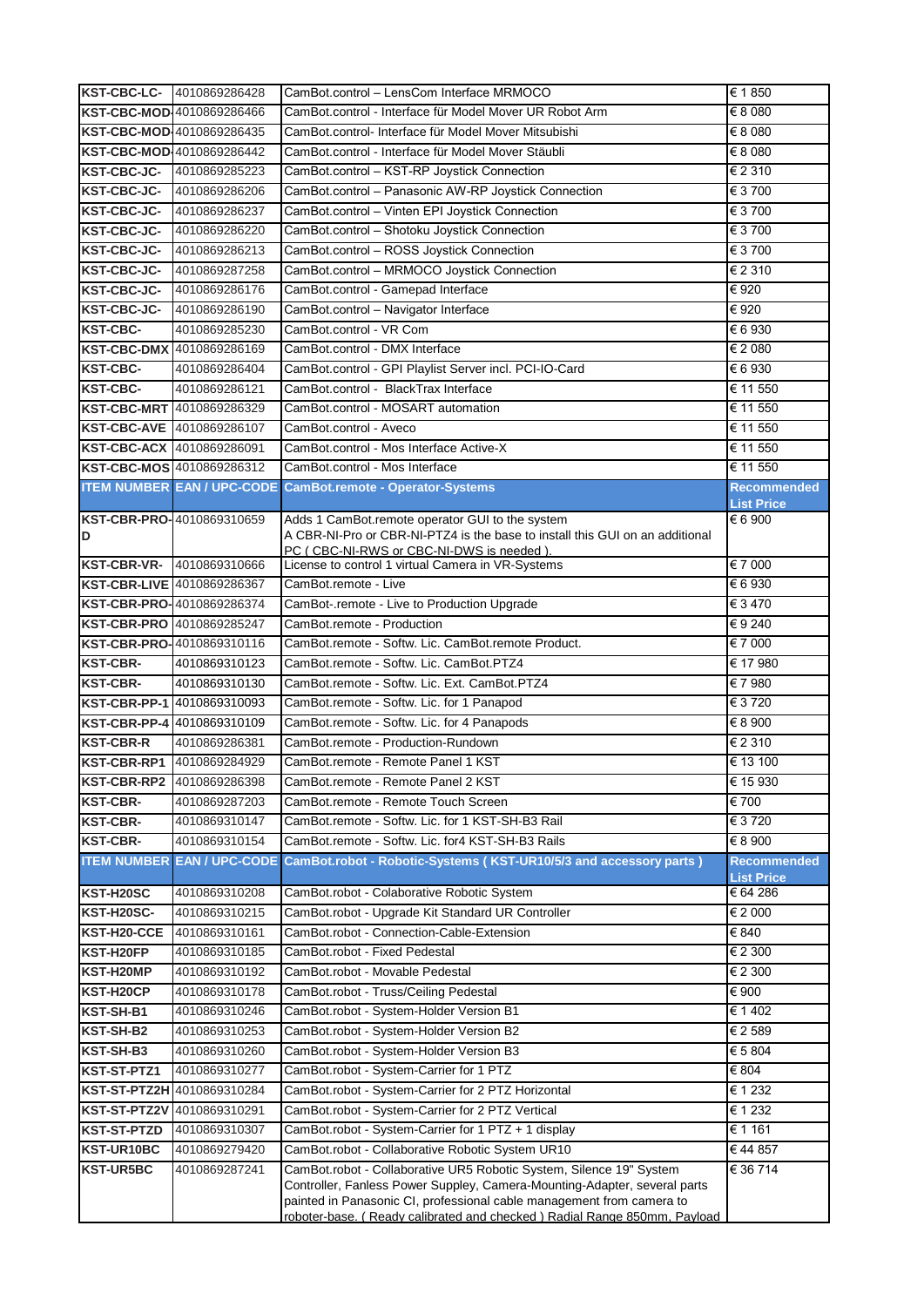| | | | |
|---|---|---|---|
| **KST-CBC-LC-** | 4010869286428 | CamBot.control – LensCom Interface MRMOCO | € 1 850 |
| **KST-CBC-MOD-** | 4010869286466 | CamBot.control - Interface für Model Mover UR Robot Arm | € 8 080 |
| **KST-CBC-MOD-** | 4010869286435 | CamBot.control- Interface für Model Mover Mitsubishi | € 8 080 |
| **KST-CBC-MOD-** | 4010869286442 | CamBot.control - Interface für Model Mover Stäubli | € 8 080 |
| **KST-CBC-JC-** | 4010869285223 | CamBot.control – KST-RP Joystick Connection | € 2 310 |
| **KST-CBC-JC-** | 4010869286206 | CamBot.control – Panasonic AW-RP Joystick Connection | € 3 700 |
| **KST-CBC-JC-** | 4010869286237 | CamBot.control – Vinten EPI Joystick Connection | € 3 700 |
| **KST-CBC-JC-** | 4010869286220 | CamBot.control – Shotoku Joystick Connection | € 3 700 |
| **KST-CBC-JC-** | 4010869286213 | CamBot.control – ROSS Joystick Connection | € 3 700 |
| **KST-CBC-JC-** | 4010869287258 | CamBot.control – MRMOCO Joystick Connection | € 2 310 |
| **KST-CBC-JC-** | 4010869286176 | CamBot.control - Gamepad Interface | € 920 |
| **KST-CBC-JC-** | 4010869286190 | CamBot.control – Navigator Interface | € 920 |
| **KST-CBC-** | 4010869285230 | CamBot.control - VR Com | € 6 930 |
| **KST-CBC-DMX** | 4010869286169 | CamBot.control - DMX Interface | € 2 080 |
| **KST-CBC-** | 4010869286404 | CamBot.control - GPI Playlist Server incl. PCI-IO-Card | € 6 930 |
| **KST-CBC-** | 4010869286121 | CamBot.control - BlackTrax Interface | € 11 550 |
| **KST-CBC-MRT** | 4010869286329 | CamBot.control - MOSART automation | € 11 550 |
| **KST-CBC-AVE** | 4010869286107 | CamBot.control - Aveco | € 11 550 |
| **KST-CBC-ACX** | 4010869286091 | CamBot.control - Mos Interface Active-X | € 11 550 |
| **KST-CBC-MOS** | 4010869286312 | CamBot.control - Mos Interface | € 11 550 |
| **ITEM NUMBER** | **EAN / UPC-CODE** | **CamBot.remote - Operator-Systems** | **Recommended List Price** |
| **KST-CBR-PRO-D** | 4010869310659 | Adds 1 CamBot.remote operator GUI to the system<br>A CBR-NI-Pro or CBR-NI-PTZ4 is the base to install this GUI on an additional PC ( CBC-NI-RWS or CBC-NI-DWS is needed ). | € 6 900 |
| **KST-CBR-VR-** | 4010869310666 | License to control 1 virtual Camera in VR-Systems | € 7 000 |
| **KST-CBR-LIVE** | 4010869286367 | CamBot.remote - Live | € 6 930 |
| **KST-CBR-PRO-** | 4010869286374 | CamBot-.remote - Live to Production Upgrade | € 3 470 |
| **KST-CBR-PRO** | 4010869285247 | CamBot.remote - Production | € 9 240 |
| **KST-CBR-PRO-** | 4010869310116 | CamBot.remote - Softw. Lic. CamBot.remote Product. | € 7 000 |
| **KST-CBR-** | 4010869310123 | CamBot.remote - Softw. Lic. CamBot.PTZ4 | € 17 980 |
| **KST-CBR-** | 4010869310130 | CamBot.remote - Softw. Lic. Ext. CamBot.PTZ4 | € 7 980 |
| **KST-CBR-PP-1** | 4010869310093 | CamBot.remote - Softw. Lic. for 1 Panapod | € 3 720 |
| **KST-CBR-PP-4** | 4010869310109 | CamBot.remote - Softw. Lic. for 4 Panapods | € 8 900 |
| **KST-CBR-R** | 4010869286381 | CamBot.remote - Production-Rundown | € 2 310 |
| **KST-CBR-RP1** | 4010869284929 | CamBot.remote - Remote Panel 1 KST | € 13 100 |
| **KST-CBR-RP2** | 4010869286398 | CamBot.remote - Remote Panel 2 KST | € 15 930 |
| **KST-CBR-** | 4010869287203 | CamBot.remote - Remote Touch Screen | € 700 |
| **KST-CBR-** | 4010869310147 | CamBot.remote - Softw. Lic. for 1 KST-SH-B3 Rail | € 3 720 |
| **KST-CBR-** | 4010869310154 | CamBot.remote - Softw. Lic. for4 KST-SH-B3 Rails | € 8 900 |
| **ITEM NUMBER** | **EAN / UPC-CODE** | **CamBot.robot - Robotic-Systems ( KST-UR10/5/3 and accessory parts )** | **Recommended List Price** |
| **KST-H20SC** | 4010869310208 | CamBot.robot - Colaborative Robotic System | € 64 286 |
| **KST-H20SC-** | 4010869310215 | CamBot.robot - Upgrade Kit Standard UR Controller | € 2 000 |
| **KST-H20-CCE** | 4010869310161 | CamBot.robot - Connection-Cable-Extension | € 840 |
| **KST-H20FP** | 4010869310185 | CamBot.robot - Fixed Pedestal | € 2 300 |
| **KST-H20MP** | 4010869310192 | CamBot.robot - Movable Pedestal | € 2 300 |
| **KST-H20CP** | 4010869310178 | CamBot.robot - Truss/Ceiling Pedestal | € 900 |
| **KST-SH-B1** | 4010869310246 | CamBot.robot - System-Holder Version B1 | € 1 402 |
| **KST-SH-B2** | 4010869310253 | CamBot.robot - System-Holder Version B2 | € 2 589 |
| **KST-SH-B3** | 4010869310260 | CamBot.robot - System-Holder Version B3 | € 5 804 |
| **KST-ST-PTZ1** | 4010869310277 | CamBot.robot - System-Carrier for 1 PTZ | € 804 |
| **KST-ST-PTZ2H** | 4010869310284 | CamBot.robot - System-Carrier for 2 PTZ Horizontal | € 1 232 |
| **KST-ST-PTZ2V** | 4010869310291 | CamBot.robot - System-Carrier for 2 PTZ Vertical | € 1 232 |
| **KST-ST-PTZD** | 4010869310307 | CamBot.robot - System-Carrier for 1 PTZ + 1 display | € 1 161 |
| **KST-UR10BC** | 4010869279420 | CamBot.robot - Collaborative Robotic System UR10 | € 44 857 |
| **KST-UR5BC** | 4010869287241 | CamBot.robot - Collaborative UR5 Robotic System, Silence 19" System Controller, Fanless Power Supply, Camera-Mounting-Adapter, several parts painted in Panasonic CI, professional cable management from camera to roboter-base. ( Ready calibrated and checked ) Radial Range 850mm, Payload | € 36 714 |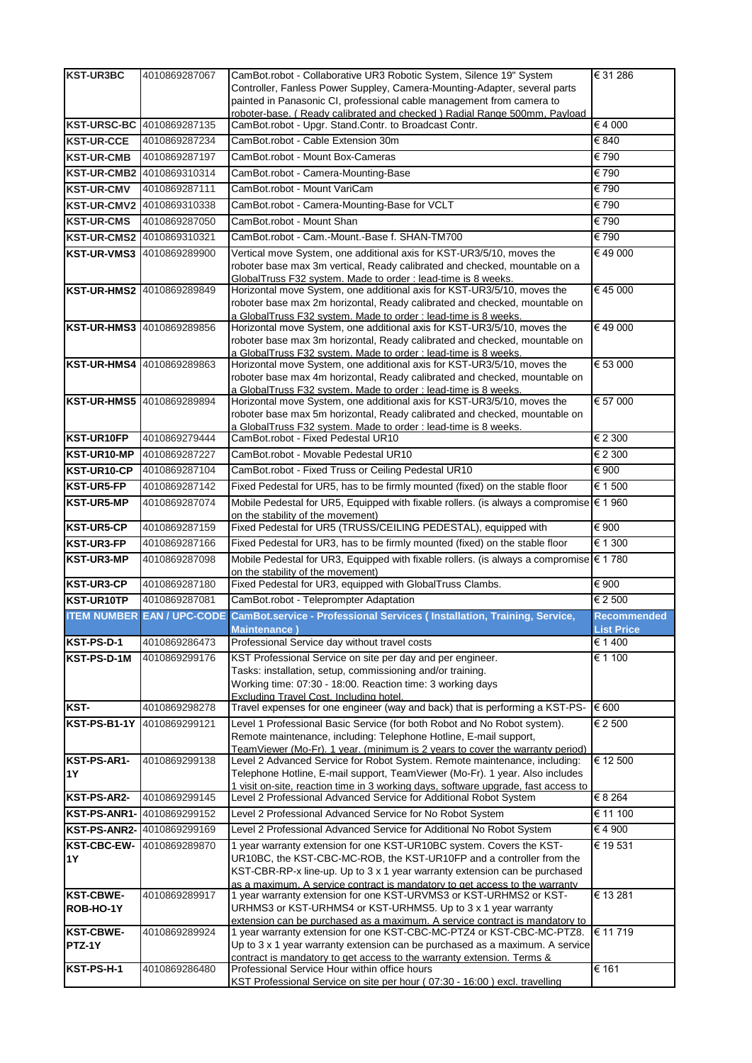| | | | |
|---|---|---|---|
| **KST-UR3BC** | 4010869287067 | CamBot.robot - Collaborative UR3 Robotic System, Silence 19" System Controller, Fanless Power Supply, Camera-Mounting-Adapter, several parts painted in Panasonic CI, professional cable management from camera to roboter-base. ( Ready calibrated and checked ) Radial Range 500mm, Payload | € 31 286 |
| **KST-URSC-BC** | 4010869287135 | CamBot.robot - Upgr. Stand.Contr. to Broadcast Contr. | € 4 000 |
| **KST-UR-CCE** | 4010869287234 | CamBot.robot - Cable Extension 30m | € 840 |
| **KST-UR-CMB** | 4010869287197 | CamBot.robot - Mount Box-Cameras | € 790 |
| **KST-UR-CMB2** | 4010869310314 | CamBot.robot - Camera-Mounting-Base | € 790 |
| **KST-UR-CMV** | 4010869287111 | CamBot.robot - Mount VariCam | € 790 |
| **KST-UR-CMV2** | 4010869310338 | CamBot.robot - Camera-Mounting-Base for VCLT | € 790 |
| **KST-UR-CMS** | 4010869287050 | CamBot.robot - Mount Shan | € 790 |
| **KST-UR-CMS2** | 4010869310321 | CamBot.robot - Cam.-Mount.-Base f. SHAN-TM700 | € 790 |
| **KST-UR-VMS3** | 4010869289900 | Vertical move System, one additional axis for KST-UR3/5/10, moves the roboter base max 3m vertical, Ready calibrated and checked, mountable on a GlobalTruss F32 system. Made to order : lead-time is 8 weeks. | € 49 000 |
| **KST-UR-HMS2** | 4010869289849 | Horizontal move System, one additional axis for KST-UR3/5/10, moves the roboter base max 2m horizontal, Ready calibrated and checked, mountable on a GlobalTruss F32 system. Made to order : lead-time is 8 weeks. | € 45 000 |
| **KST-UR-HMS3** | 4010869289856 | Horizontal move System, one additional axis for KST-UR3/5/10, moves the roboter base max 3m horizontal, Ready calibrated and checked, mountable on a GlobalTruss F32 system. Made to order : lead-time is 8 weeks. | € 49 000 |
| **KST-UR-HMS4** | 4010869289863 | Horizontal move System, one additional axis for KST-UR3/5/10, moves the roboter base max 4m horizontal, Ready calibrated and checked, mountable on a GlobalTruss F32 system. Made to order : lead-time is 8 weeks. | € 53 000 |
| **KST-UR-HMS5** | 4010869289894 | Horizontal move System, one additional axis for KST-UR3/5/10, moves the roboter base max 5m horizontal, Ready calibrated and checked, mountable on a GlobalTruss F32 system. Made to order : lead-time is 8 weeks. | € 57 000 |
| **KST-UR10FP** | 4010869279444 | CamBot.robot - Fixed Pedestal UR10 | € 2 300 |
| **KST-UR10-MP** | 4010869287227 | CamBot.robot - Movable Pedestal UR10 | € 2 300 |
| **KST-UR10-CP** | 4010869287104 | CamBot.robot - Fixed Truss or Ceiling Pedestal UR10 | € 900 |
| **KST-UR5-FP** | 4010869287142 | Fixed Pedestal for UR5, has to be firmly mounted (fixed) on the stable floor | € 1 500 |
| **KST-UR5-MP** | 4010869287074 | Mobile Pedestal for UR5, Equipped with fixable rollers. (is always a compromise on the stability of the movement) | € 1 960 |
| **KST-UR5-CP** | 4010869287159 | Fixed Pedestal for UR5 (TRUSS/CEILING PEDESTAL), equipped with | € 900 |
| **KST-UR3-FP** | 4010869287166 | Fixed Pedestal for UR3, has to be firmly mounted (fixed) on the stable floor | € 1 300 |
| **KST-UR3-MP** | 4010869287098 | Mobile Pedestal for UR3, Equipped with fixable rollers. (is always a compromise on the stability of the movement) | € 1 780 |
| **KST-UR3-CP** | 4010869287180 | Fixed Pedestal for UR3, equipped with GlobalTruss Clambs. | € 900 |
| **KST-UR10TP** | 4010869287081 | CamBot.robot - Teleprompter Adaptation | € 2 500 |
| **ITEM NUMBER** | **EAN / UPC-CODE** | **CamBot.service - Professional Services ( Installation, Training, Service, Maintenance )** | **Recommended List Price** |
| **KST-PS-D-1** | 4010869286473 | Professional Service day without travel costs | € 1 400 |
| **KST-PS-D-1M** | 4010869299176 | KST Professional Service on site per day and per engineer.<br>Tasks: installation, setup, commissioning and/or training.<br>Working time: 07:30 - 18:00. Reaction time: 3 working days<br>Excluding Travel Cost. Including hotel. | € 1 100 |
| **KST-** | 4010869298278 | Travel expenses for one engineer (way and back) that is performing a KST-PS- | € 600 |
| **KST-PS-B1-1Y** | 4010869299121 | Level 1 Professional Basic Service (for both Robot and No Robot system). Remote maintenance, including: Telephone Hotline, E-mail support, TeamViewer (Mo-Fr). 1 year. (minimum is 2 years to cover the warranty period) | € 2 500 |
| **KST-PS-AR1-1Y** | 4010869299138 | Level 2 Advanced Service for Robot System. Remote maintenance, including: Telephone Hotline, E-mail support, TeamViewer (Mo-Fr). 1 year. Also includes 1 visit on-site, reaction time in 3 working days, software upgrade, fast access to | € 12 500 |
| **KST-PS-AR2-** | 4010869299145 | Level 2 Professional Advanced Service for Additional Robot System | € 8 264 |
| **KST-PS-ANR1-** | 4010869299152 | Level 2 Professional Advanced Service for No Robot System | € 11 100 |
| **KST-PS-ANR2-** | 4010869299169 | Level 2 Professional Advanced Service for Additional No Robot System | € 4 900 |
| **KST-CBC-EW-1Y** | 4010869289870 | 1 year warranty extension for one KST-UR10BC system. Covers the KST-UR10BC, the KST-CBC-MC-ROB, the KST-UR10FP and a controller from the KST-CBR-RP-x line-up. Up to 3 x 1 year warranty extension can be purchased as a maximum. A service contract is mandatory to get access to the warranty | € 19 531 |
| **KST-CBWE-ROB-HO-1Y** | 4010869289917 | 1 year warranty extension for one KST-URVMS3 or KST-URHMS2 or KST-URHMS3 or KST-URHMS4 or KST-URHMS5. Up to 3 x 1 year warranty extension can be purchased as a maximum. A service contract is mandatory to | € 13 281 |
| **KST-CBWE-PTZ-1Y** | 4010869289924 | 1 year warranty extension for one KST-CBC-MC-PTZ4 or KST-CBC-MC-PTZ8. Up to 3 x 1 year warranty extension can be purchased as a maximum. A service contract is mandatory to get access to the warranty extension. Terms & | € 11 719 |
| **KST-PS-H-1** | 4010869286480 | Professional Service Hour within office hours<br>KST Professional Service on site per hour ( 07:30 - 16:00 ) excl. travelling | € 161 |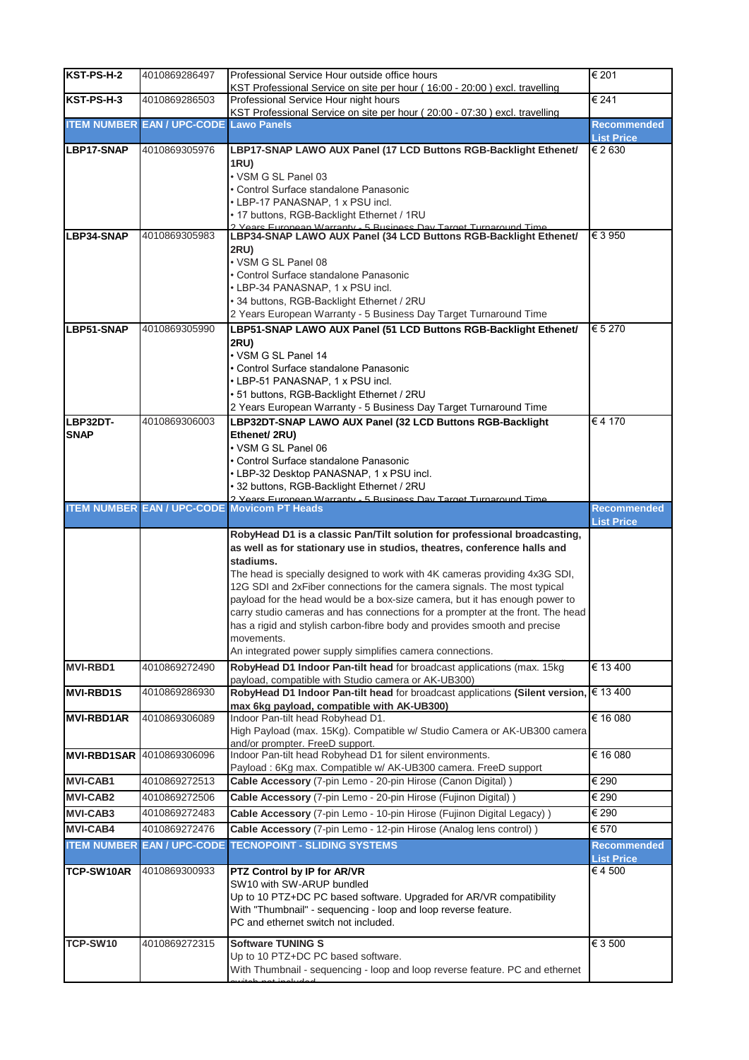| ITEM NUMBER | EAN / UPC-CODE | Description | Recommended List Price |
|---|---|---|---|
| **KST-PS-H-2** | 4010869286497 | Professional Service Hour outside office hours<br>KST Professional Service on site per hour ( 16:00 - 20:00 ) excl. travelling | € 201 |
| **KST-PS-H-3** | 4010869286503 | Professional Service Hour night hours<br>KST Professional Service on site per hour ( 20:00 - 07:30 ) excl. travelling | € 241 |
| **ITEM NUMBER** | **EAN / UPC-CODE** | **Lawo Panels** | **Recommended List Price** |
| **LBP17-SNAP** | 4010869305976 | **LBP17-SNAP LAWO AUX Panel (17 LCD Buttons RGB-Backlight Ethenet/ 1RU)**<br>• VSM G SL Panel 03<br>• Control Surface standalone Panasonic<br>• LBP-17 PANASNAP, 1 x PSU incl.<br>• 17 buttons, RGB-Backlight Ethernet / 1RU<br>2 Years European Warranty - 5 Business Day Target Turnaround Time | € 2 630 |
| **LBP34-SNAP** | 4010869305983 | **LBP34-SNAP LAWO AUX Panel (34 LCD Buttons RGB-Backlight Ethenet/ 2RU)**<br>• VSM G SL Panel 08<br>• Control Surface standalone Panasonic<br>• LBP-34 PANASNAP, 1 x PSU incl.<br>• 34 buttons, RGB-Backlight Ethernet / 2RU<br>2 Years European Warranty - 5 Business Day Target Turnaround Time | € 3 950 |
| **LBP51-SNAP** | 4010869305990 | **LBP51-SNAP LAWO AUX Panel (51 LCD Buttons RGB-Backlight Ethenet/ 2RU)**<br>• VSM G SL Panel 14<br>• Control Surface standalone Panasonic<br>• LBP-51 PANASNAP, 1 x PSU incl.<br>• 51 buttons, RGB-Backlight Ethernet / 2RU<br>2 Years European Warranty - 5 Business Day Target Turnaround Time | € 5 270 |
| **LBP32DT-SNAP** | 4010869306003 | **LBP32DT-SNAP LAWO AUX Panel (32 LCD Buttons RGB-Backlight Ethenet/ 2RU)**<br>• VSM G SL Panel 06<br>• Control Surface standalone Panasonic<br>• LBP-32 Desktop PANASNAP, 1 x PSU incl.<br>• 32 buttons, RGB-Backlight Ethernet / 2RU<br>2 Years European Warranty - 5 Business Day Target Turnaround Time | € 4 170 |
| **ITEM NUMBER** | **EAN / UPC-CODE** | **Movicom PT Heads** | **Recommended List Price** |
| | | **RobyHead D1 is a classic Pan/Tilt solution for professional broadcasting, as well as for stationary use in studios, theatres, conference halls and stadiums.**<br>The head is specially designed to work with 4K cameras providing 4x3G SDI, 12G SDI and 2xFiber connections for the camera signals. The most typical payload for the head would be a box-size camera, but it has enough power to carry studio cameras and has connections for a prompter at the front. The head has a rigid and stylish carbon-fibre body and provides smooth and precise movements.<br>An integrated power supply simplifies camera connections. | |
| **MVI-RBD1** | 4010869272490 | **RobyHead D1 Indoor Pan-tilt head** for broadcast applications (max. 15kg payload, compatible with Studio camera or AK-UB300) | € 13 400 |
| **MVI-RBD1S** | 4010869286930 | **RobyHead D1 Indoor Pan-tilt head** for broadcast applications **(Silent version, max 6kg payload, compatible with AK-UB300)** | € 13 400 |
| **MVI-RBD1AR** | 4010869306089 | Indoor Pan-tilt head Robyhead D1.<br>High Payload (max. 15Kg). Compatible w/ Studio Camera or AK-UB300 camera and/or prompter. FreeD support. | € 16 080 |
| **MVI-RBD1SAR** | 4010869306096 | Indoor Pan-tilt head Robyhead D1 for silent environments.<br>Payload : 6Kg max. Compatible w/ AK-UB300 camera. FreeD support | € 16 080 |
| **MVI-CAB1** | 4010869272513 | **Cable Accessory** (7-pin Lemo - 20-pin Hirose (Canon Digital) ) | € 290 |
| **MVI-CAB2** | 4010869272506 | **Cable Accessory** (7-pin Lemo - 20-pin Hirose (Fujinon Digital) ) | € 290 |
| **MVI-CAB3** | 4010869272483 | **Cable Accessory** (7-pin Lemo - 10-pin Hirose (Fujinon Digital Legacy) ) | € 290 |
| **MVI-CAB4** | 4010869272476 | **Cable Accessory** (7-pin Lemo - 12-pin Hirose (Analog lens control) ) | € 570 |
| **ITEM NUMBER** | **EAN / UPC-CODE** | **TECNOPOINT - SLIDING SYSTEMS** | **Recommended List Price** |
| **TCP-SW10AR** | 4010869300933 | **PTZ Control by IP for AR/VR**<br>SW10 with SW-ARUP bundled<br>Up to 10 PTZ+DC PC based software. Upgraded for AR/VR compatibility<br>With "Thumbnail" - sequencing - loop and loop reverse feature.<br>PC and ethernet switch not included. | € 4 500 |
| **TCP-SW10** | 4010869272315 | **Software TUNING S**<br>Up to 10 PTZ+DC PC based software.<br>With Thumbnail - sequencing - loop and loop reverse feature. PC and ethernet switch not included | € 3 500 |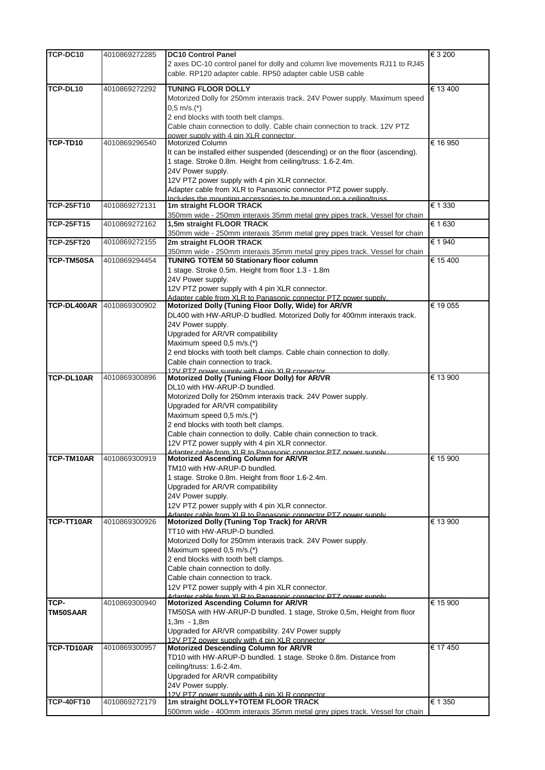| | | | |
|---|---|---|---|
| **TCP-DC10** | 4010869272285 | **DC10 Control Panel**<br>2 axes DC-10 control panel for dolly and column live movements RJ11 to RJ45 cable. RP120 adapter cable. RP50 adapter cable USB cable | € 3 200 |
| **TCP-DL10** | 4010869272292 | **TUNING FLOOR DOLLY**<br>Motorized Dolly for 250mm interaxis track. 24V Power supply. Maximum speed 0,5 m/s.(*)<br>2 end blocks with tooth belt clamps.<br>Cable chain connection to dolly. Cable chain connection to track. 12V PTZ power supply with 4 pin XLR connector. | € 13 400 |
| **TCP-TD10** | 4010869296540 | Motorized Column<br>It can be installed either suspended (descending) or on the floor (ascending).<br>1 stage. Stroke 0.8m. Height from ceiling/truss: 1.6-2.4m.<br>24V Power supply.<br>12V PTZ power supply with 4 pin XLR connector.<br>Adapter cable from XLR to Panasonic connector PTZ power supply.<br>Includes the mounting accessories to be mounted on a ceiling/truss | € 16 950 |
| **TCP-25FT10** | 4010869272131 | **1m straight FLOOR TRACK**<br>350mm wide - 250mm interaxis 35mm metal grey pipes track. Vessel for chain | € 1 330 |
| **TCP-25FT15** | 4010869272162 | **1,5m straight FLOOR TRACK**<br>350mm wide - 250mm interaxis 35mm metal grey pipes track. Vessel for chain | € 1 630 |
| **TCP-25FT20** | 4010869272155 | **2m straight FLOOR TRACK**<br>350mm wide - 250mm interaxis 35mm metal grey pipes track. Vessel for chain | € 1 940 |
| **TCP-TM50SA** | 4010869294454 | **TUNING TOTEM 50 Stationary floor column**<br>1 stage. Stroke 0.5m. Height from floor 1.3 - 1.8m<br>24V Power supply.<br>12V PTZ power supply with 4 pin XLR connector.<br>Adapter cable from XLR to Panasonic connector PTZ power supply. | € 15 400 |
| **TCP-DL400AR** | 4010869300902 | **Motorized Dolly (Tuning Floor Dolly, Wide) for AR/VR**<br>DL400 with HW-ARUP-D budlled. Motorized Dolly for 400mm interaxis track.<br>24V Power supply.<br>Upgraded for AR/VR compatibility<br>Maximum speed 0,5 m/s.(*)<br>2 end blocks with tooth belt clamps. Cable chain connection to dolly.<br>Cable chain connection to track.<br>12V PTZ power supply with 4 pin XLR connector | € 19 055 |
| **TCP-DL10AR** | 4010869300896 | **Motorized Dolly (Tuning Floor Dolly) for AR/VR**<br>DL10 with HW-ARUP-D bundled.<br>Motorized Dolly for 250mm interaxis track. 24V Power supply.<br>Upgraded for AR/VR compatibility<br>Maximum speed 0,5 m/s.(*)<br>2 end blocks with tooth belt clamps.<br>Cable chain connection to dolly. Cable chain connection to track.<br>12V PTZ power supply with 4 pin XLR connector.<br>Adapter cable from XLR to Panasonic connector PTZ power supply | € 13 900 |
| **TCP-TM10AR** | 4010869300919 | **Motorized Ascending Column for AR/VR**<br>TM10 with HW-ARUP-D bundled.<br>1 stage. Stroke 0.8m. Height from floor 1.6-2.4m.<br>Upgraded for AR/VR compatibility<br>24V Power supply.<br>12V PTZ power supply with 4 pin XLR connector.<br>Adapter cable from XLR to Panasonic connector PTZ power supply | € 15 900 |
| **TCP-TT10AR** | 4010869300926 | **Motorized Dolly (Tuning Top Track) for AR/VR**<br>TT10 with HW-ARUP-D bundled.<br>Motorized Dolly for 250mm interaxis track. 24V Power supply.<br>Maximum speed 0,5 m/s.(*)<br>2 end blocks with tooth belt clamps.<br>Cable chain connection to dolly.<br>Cable chain connection to track.<br>12V PTZ power supply with 4 pin XLR connector.<br>Adapter cable from XLR to Panasonic connector PTZ power supply | € 13 900 |
| **TCP-TM50SAAR** | 4010869300940 | **Motorized Ascending Column for AR/VR**<br>TM50SA with HW-ARUP-D bundled. 1 stage, Stroke 0,5m, Height from floor 1,3m - 1,8m<br>Upgraded for AR/VR compatibility. 24V Power supply<br>12V PTZ power supply with 4 pin XLR connector | € 15 900 |
| **TCP-TD10AR** | 4010869300957 | **Motorized Descending Column for AR/VR**<br>TD10 with HW-ARUP-D bundled. 1 stage. Stroke 0.8m. Distance from ceiling/truss: 1.6-2.4m.<br>Upgraded for AR/VR compatibility<br>24V Power supply.<br>12V PTZ power supply with 4 pin XLR connector. | € 17 450 |
| **TCP-40FT10** | 4010869272179 | **1m straight DOLLY+TOTEM FLOOR TRACK**<br>500mm wide - 400mm interaxis 35mm metal grey pipes track. Vessel for chain | € 1 350 |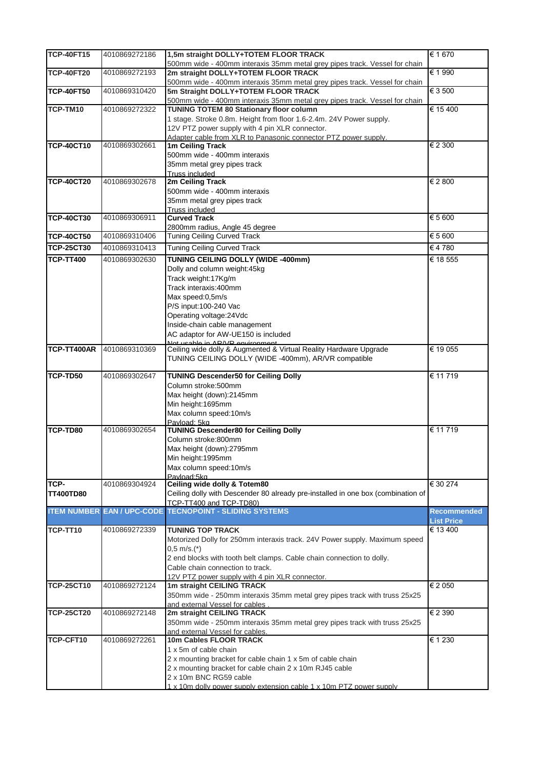| TCP-40FT15 | 4010869272186 | **1,5m straight DOLLY+TOTEM FLOOR TRACK**<br>500mm wide - 400mm interaxis 35mm metal grey pipes track. Vessel for chain | € 1 670 |
|---|---|---|---|
| TCP-40FT20 | 4010869272193 | **2m straight DOLLY+TOTEM FLOOR TRACK**<br>500mm wide - 400mm interaxis 35mm metal grey pipes track. Vessel for chain | € 1 990 |
| TCP-40FT50 | 4010869310420 | **5m Straight DOLLY+TOTEM FLOOR TRACK**<br>500mm wide - 400mm interaxis 35mm metal grey pipes track. Vessel for chain | € 3 500 |
| TCP-TM10 | 4010869272322 | **TUNING TOTEM 80 Stationary floor column**<br>1 stage. Stroke 0.8m. Height from floor 1.6-2.4m. 24V Power supply.<br>12V PTZ power supply with 4 pin XLR connector.<br>Adapter cable from XLR to Panasonic connector PTZ power supply. | € 15 400 |
| TCP-40CT10 | 4010869302661 | **1m Ceiling Track**<br>500mm wide - 400mm interaxis<br>35mm metal grey pipes track<br>Truss included | € 2 300 |
| TCP-40CT20 | 4010869302678 | **2m Ceiling Track**<br>500mm wide - 400mm interaxis<br>35mm metal grey pipes track<br>Truss included | € 2 800 |
| TCP-40CT30 | 4010869306911 | **Curved Track**<br>2800mm radius, Angle 45 degree | € 5 600 |
| TCP-40CT50 | 4010869310406 | Tuning Ceiling Curved Track | € 5 600 |
| TCP-25CT30 | 4010869310413 | Tuning Ceiling Curved Track | € 4 780 |
| TCP-TT400 | 4010869302630 | **TUNING CEILING DOLLY (WIDE -400mm)**<br>Dolly and column weight:45kg<br>Track weight:17Kg/m<br>Track interaxis:400mm<br>Max speed:0,5m/s<br>P/S input:100-240 Vac<br>Operating voltage:24Vdc<br>Inside-chain cable management<br>AC adaptor for AW-UE150 is included<br>Not usable in AR/VR environment | € 18 555 |
| TCP-TT400AR | 4010869310369 | Ceiling wide dolly & Augmented & Virtual Reality Hardware Upgrade<br>TUNING CEILING DOLLY (WIDE -400mm), AR/VR compatible | € 19 055 |
| TCP-TD50 | 4010869302647 | **TUNING Descender50 for Ceiling Dolly**<br>Column stroke:500mm<br>Max height (down):2145mm<br>Min height:1695mm<br>Max column speed:10m/s<br>Payload: 5kg | € 11 719 |
| TCP-TD80 | 4010869302654 | **TUNING Descender80 for Ceiling Dolly**<br>Column stroke:800mm<br>Max height (down):2795mm<br>Min height:1995mm<br>Max column speed:10m/s<br>Payload:5kg | € 11 719 |
| TCP-TT400TD80 | 4010869304924 | **Ceiling wide dolly & Totem80**<br>Ceiling dolly with Descender 80 already pre-installed in one box (combination of TCP-TT400 and TCP-TD80) | € 30 274 |
| **ITEM NUMBER** | **EAN / UPC-CODE** | **TECNOPOINT - SLIDING SYSTEMS** | **Recommended List Price** |
| TCP-TT10 | 4010869272339 | **TUNING TOP TRACK**<br>Motorized Dolly for 250mm interaxis track. 24V Power supply. Maximum speed 0,5 m/s.(*)<br>2 end blocks with tooth belt clamps. Cable chain connection to dolly.<br>Cable chain connection to track.<br>12V PTZ power supply with 4 pin XLR connector. | € 13 400 |
| TCP-25CT10 | 4010869272124 | **1m straight CEILING TRACK**<br>350mm wide - 250mm interaxis 35mm metal grey pipes track with truss 25x25 and external Vessel for cables . | € 2 050 |
| TCP-25CT20 | 4010869272148 | **2m straight CEILING TRACK**<br>350mm wide - 250mm interaxis 35mm metal grey pipes track with truss 25x25 and external Vessel for cables. | € 2 390 |
| TCP-CFT10 | 4010869272261 | **10m Cables FLOOR TRACK**<br>1 x 5m of cable chain<br>2 x mounting bracket for cable chain 1 x 5m of cable chain<br>2 x mounting bracket for cable chain 2 x 10m RJ45 cable<br>2 x 10m BNC RG59 cable<br>1 x 10m dolly power supply extension cable 1 x 10m PTZ power supply | € 1 230 |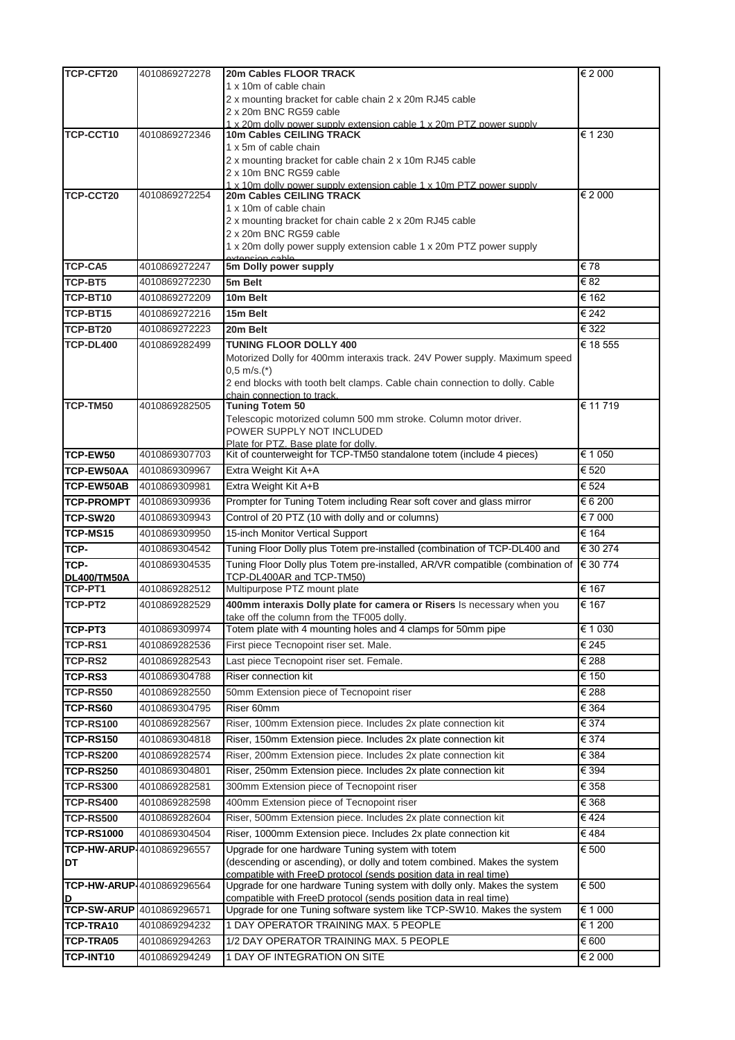| TCP-CFT20 | 4010869272278 | **20m Cables FLOOR TRACK**<br>1 x 10m of cable chain<br>2 x mounting bracket for cable chain 2 x 20m RJ45 cable<br>2 x 20m BNC RG59 cable<br>1 x 20m dolly power supply extension cable 1 x 20m PTZ power supply | € 2 000 |
|---|---|---|---|
| TCP-CCT10 | 4010869272346 | **10m Cables CEILING TRACK**<br>1 x 5m of cable chain<br>2 x mounting bracket for cable chain 2 x 10m RJ45 cable<br>2 x 10m BNC RG59 cable<br>1 x 10m dolly power supply extension cable 1 x 10m PTZ power supply | € 1 230 |
| TCP-CCT20 | 4010869272254 | **20m Cables CEILING TRACK**<br>1 x 10m of cable chain<br>2 x mounting bracket for chain cable 2 x 20m RJ45 cable<br>2 x 20m BNC RG59 cable<br>1 x 20m dolly power supply extension cable 1 x 20m PTZ power supply extension cable | € 2 000 |
| TCP-CA5 | 4010869272247 | **5m Dolly power supply** | € 78 |
| TCP-BT5 | 4010869272230 | **5m Belt** | € 82 |
| TCP-BT10 | 4010869272209 | **10m Belt** | € 162 |
| TCP-BT15 | 4010869272216 | **15m Belt** | € 242 |
| TCP-BT20 | 4010869272223 | **20m Belt** | € 322 |
| TCP-DL400 | 4010869282499 | **TUNING FLOOR DOLLY 400**<br>Motorized Dolly for 400mm interaxis track. 24V Power supply. Maximum speed 0,5 m/s.(*)<br>2 end blocks with tooth belt clamps. Cable chain connection to dolly. Cable chain connection to track. | € 18 555 |
| TCP-TM50 | 4010869282505 | **Tuning Totem 50**<br>Telescopic motorized column 500 mm stroke. Column motor driver.<br>POWER SUPPLY NOT INCLUDED<br>Plate for PTZ. Base plate for dolly. | € 11 719 |
| TCP-EW50 | 4010869307703 | Kit of counterweight for TCP-TM50 standalone totem (include 4 pieces) | € 1 050 |
| TCP-EW50AA | 4010869309967 | Extra Weight Kit A+A | € 520 |
| TCP-EW50AB | 4010869309981 | Extra Weight Kit A+B | € 524 |
| TCP-PROMPT | 4010869309936 | Prompter for Tuning Totem including Rear soft cover and glass mirror | € 6 200 |
| TCP-SW20 | 4010869309943 | Control of 20 PTZ (10 with dolly and or columns) | € 7 000 |
| TCP-MS15 | 4010869309950 | 15-inch Monitor Vertical Support | € 164 |
| TCP- | 4010869304542 | Tuning Floor Dolly plus Totem pre-installed (combination of TCP-DL400 and | € 30 274 |
| TCP-DL400/TM50A | 4010869304535 | Tuning Floor Dolly plus Totem pre-installed, AR/VR compatible (combination of TCP-DL400AR and TCP-TM50) | € 30 774 |
| TCP-PT1 | 4010869282512 | Multipurpose PTZ mount plate | € 167 |
| TCP-PT2 | 4010869282529 | **400mm interaxis Dolly plate for camera or Risers** Is necessary when you take off the column from the TF005 dolly. | € 167 |
| TCP-PT3 | 4010869309974 | Totem plate with 4 mounting holes and 4 clamps for 50mm pipe | € 1 030 |
| TCP-RS1 | 4010869282536 | First piece Tecnopoint riser set. Male. | € 245 |
| TCP-RS2 | 4010869282543 | Last piece Tecnopoint riser set. Female. | € 288 |
| TCP-RS3 | 4010869304788 | Riser connection kit | € 150 |
| TCP-RS50 | 4010869282550 | 50mm Extension piece of Tecnopoint riser | € 288 |
| TCP-RS60 | 4010869304795 | Riser 60mm | € 364 |
| TCP-RS100 | 4010869282567 | Riser, 100mm Extension piece. Includes 2x plate connection kit | € 374 |
| TCP-RS150 | 4010869304818 | Riser, 150mm Extension piece. Includes 2x plate connection kit | € 374 |
| TCP-RS200 | 4010869282574 | Riser, 200mm Extension piece. Includes 2x plate connection kit | € 384 |
| TCP-RS250 | 4010869304801 | Riser, 250mm Extension piece. Includes 2x plate connection kit | € 394 |
| TCP-RS300 | 4010869282581 | 300mm Extension piece of Tecnopoint riser | € 358 |
| TCP-RS400 | 4010869282598 | 400mm Extension piece of Tecnopoint riser | € 368 |
| TCP-RS500 | 4010869282604 | Riser, 500mm Extension piece. Includes 2x plate connection kit | € 424 |
| TCP-RS1000 | 4010869304504 | Riser, 1000mm Extension piece. Includes 2x plate connection kit | € 484 |
| TCP-HW-ARUP-DT | 4010869296557 | Upgrade for one hardware Tuning system with totem (descending or ascending), or dolly and totem combined. Makes the system compatible with FreeD protocol (sends position data in real time) | € 500 |
| TCP-HW-ARUP-D | 4010869296564 | Upgrade for one hardware Tuning system with dolly only. Makes the system compatible with FreeD protocol (sends position data in real time) | € 500 |
| TCP-SW-ARUP | 4010869296571 | Upgrade for one Tuning software system like TCP-SW10. Makes the system | € 1 000 |
| TCP-TRA10 | 4010869294232 | 1 DAY OPERATOR TRAINING MAX. 5 PEOPLE | € 1 200 |
| TCP-TRA05 | 4010869294263 | 1/2 DAY OPERATOR TRAINING MAX. 5 PEOPLE | € 600 |
| TCP-INT10 | 4010869294249 | 1 DAY OF INTEGRATION ON SITE | € 2 000 |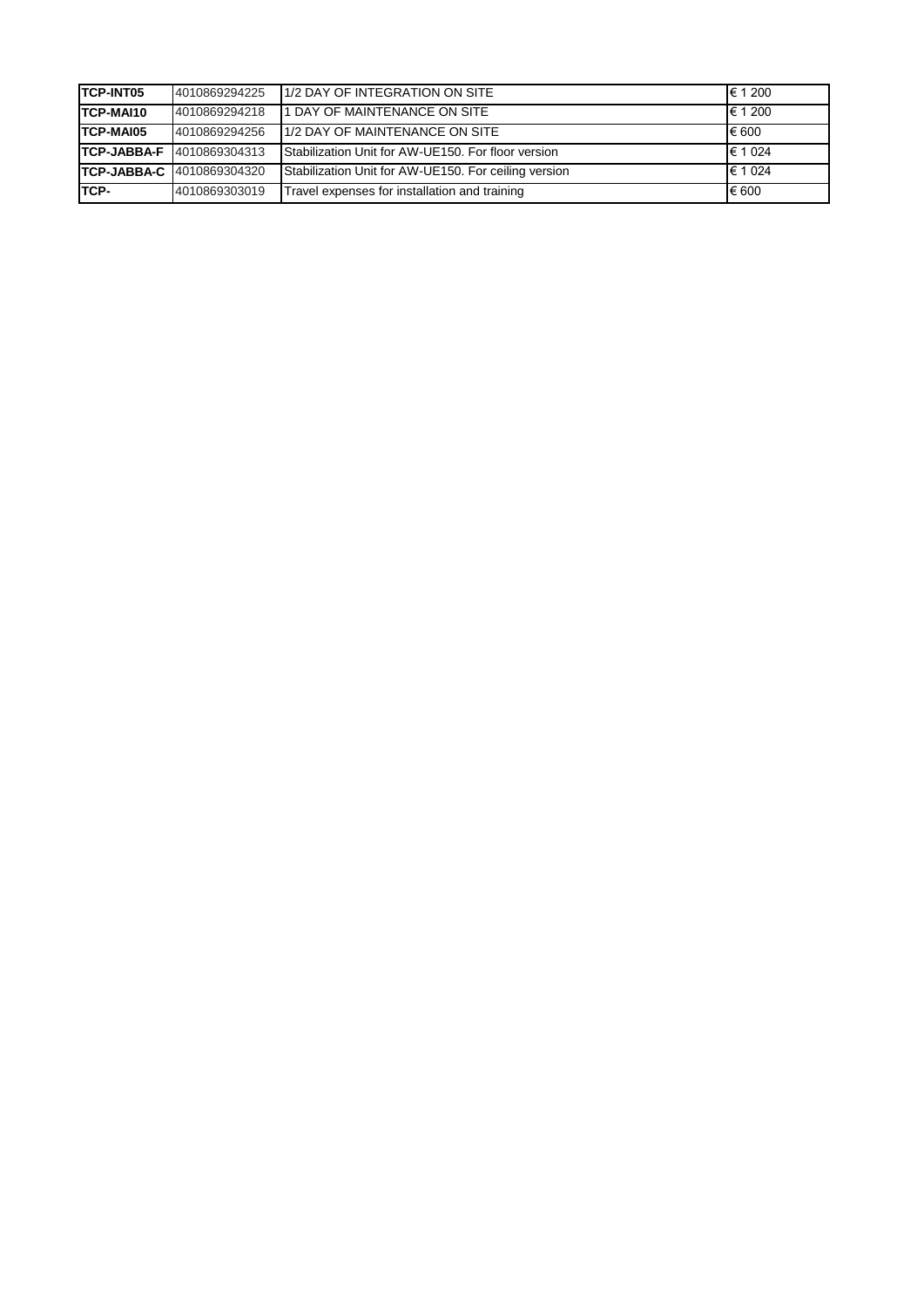| **TCP-INT05** | 4010869294225 | 1/2 DAY OF INTEGRATION ON SITE | € 1 200 |
|---|---|---|---|
| **TCP-MAI10** | 4010869294218 | 1 DAY OF MAINTENANCE ON SITE | € 1 200 |
| **TCP-MAI05** | 4010869294256 | 1/2 DAY OF MAINTENANCE ON SITE | € 600 |
| **TCP-JABBA-F** | 4010869304313 | Stabilization Unit for AW-UE150. For floor version | € 1 024 |
| **TCP-JABBA-C** | 4010869304320 | Stabilization Unit for AW-UE150. For ceiling version | € 1 024 |
| **TCP-** | 4010869303019 | Travel expenses for installation and training | € 600 |